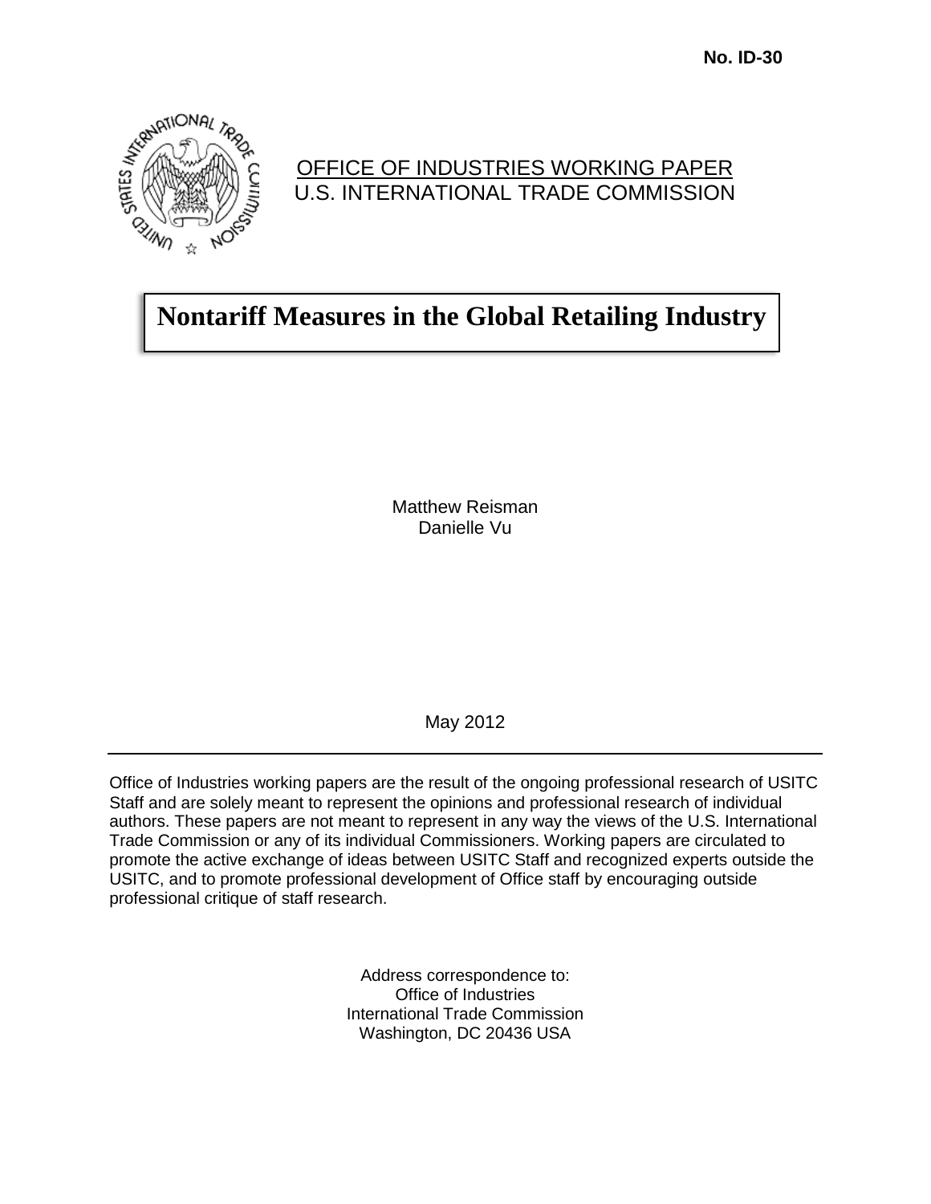**No. ID-30**

OFFICE OF INDUSTRIES WORKING PAPER
U.S. INTERNATIONAL TRADE COMMISSION

# Nontariff Measures in the Global Retailing Industry

Matthew Reisman
Danielle Vu

May 2012

---

Office of Industries working papers are the result of the ongoing professional research of USITC Staff and are solely meant to represent the opinions and professional research of individual authors. These papers are not meant to represent in any way the views of the U.S. International Trade Commission or any of its individual Commissioners. Working papers are circulated to promote the active exchange of ideas between USITC Staff and recognized experts outside the USITC, and to promote professional development of Office staff by encouraging outside professional critique of staff research.

Address correspondence to:
Office of Industries
International Trade Commission
Washington, DC 20436 USA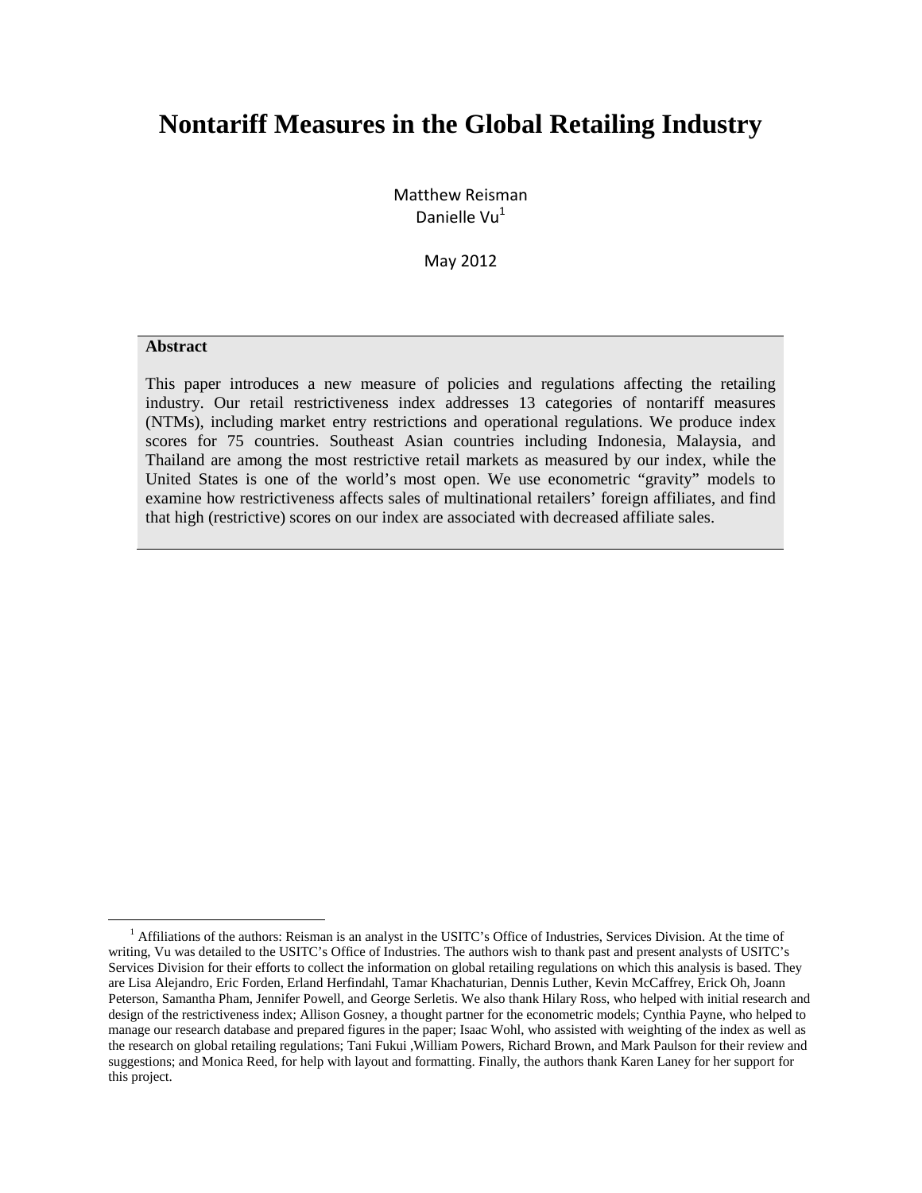# Nontariff Measures in the Global Retailing Industry

Matthew Reisman
Danielle Vu[1]

May 2012

**Abstract**

This paper introduces a new measure of policies and regulations affecting the retailing industry. Our retail restrictiveness index addresses 13 categories of nontariff measures (NTMs), including market entry restrictions and operational regulations. We produce index scores for 75 countries. Southeast Asian countries including Indonesia, Malaysia, and Thailand are among the most restrictive retail markets as measured by our index, while the United States is one of the world's most open. We use econometric "gravity" models to examine how restrictiveness affects sales of multinational retailers' foreign affiliates, and find that high (restrictive) scores on our index are associated with decreased affiliate sales.

---

[1] Affiliations of the authors: Reisman is an analyst in the USITC's Office of Industries, Services Division. At the time of writing, Vu was detailed to the USITC's Office of Industries. The authors wish to thank past and present analysts of USITC's Services Division for their efforts to collect the information on global retailing regulations on which this analysis is based. They are Lisa Alejandro, Eric Forden, Erland Herfindahl, Tamar Khachaturian, Dennis Luther, Kevin McCaffrey, Erick Oh, Joann Peterson, Samantha Pham, Jennifer Powell, and George Serletis. We also thank Hilary Ross, who helped with initial research and design of the restrictiveness index; Allison Gosney, a thought partner for the econometric models; Cynthia Payne, who helped to manage our research database and prepared figures in the paper; Isaac Wohl, who assisted with weighting of the index as well as the research on global retailing regulations; Tani Fukui ,William Powers, Richard Brown, and Mark Paulson for their review and suggestions; and Monica Reed, for help with layout and formatting. Finally, the authors thank Karen Laney for her support for this project.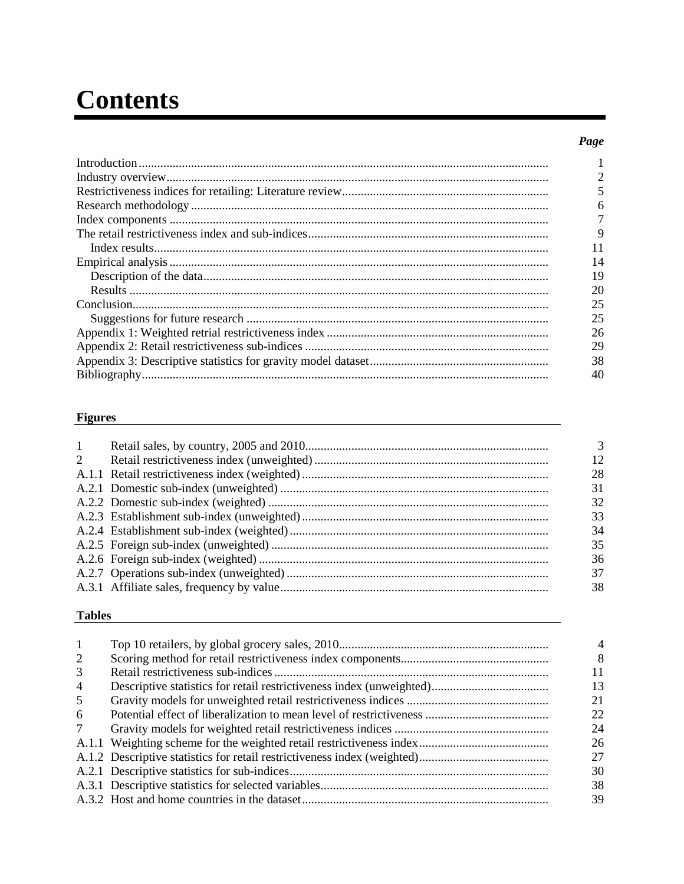# Contents

| | Page |
|---|---|
| Introduction | 1 |
| Industry overview | 2 |
| Restrictiveness indices for retailing: Literature review | 5 |
| Research methodology | 6 |
| Index components | 7 |
| The retail restrictiveness index and sub-indices | 9 |
| Index results | 11 |
| Empirical analysis | 14 |
| Description of the data | 19 |
| Results | 20 |
| Conclusion | 25 |
| Suggestions for future research | 25 |
| Appendix 1: Weighted retrial restrictiveness index | 26 |
| Appendix 2: Retail restrictiveness sub-indices | 29 |
| Appendix 3: Descriptive statistics for gravity model dataset | 38 |
| Bibliography | 40 |

**Figures**

| | | |
|---|---|---|
| 1 | Retail sales, by country, 2005 and 2010 | 3 |
| 2 | Retail restrictiveness index (unweighted) | 12 |
| A.1.1 | Retail restrictiveness index (weighted) | 28 |
| A.2.1 | Domestic sub-index (unweighted) | 31 |
| A.2.2 | Domestic sub-index (weighted) | 32 |
| A.2.3 | Establishment sub-index (unweighted) | 33 |
| A.2.4 | Establishment sub-index (weighted) | 34 |
| A.2.5 | Foreign sub-index (unweighted) | 35 |
| A.2.6 | Foreign sub-index (weighted) | 36 |
| A.2.7 | Operations sub-index (unweighted) | 37 |
| A.3.1 | Affiliate sales, frequency by value | 38 |

**Tables**

| | | |
|---|---|---|
| 1 | Top 10 retailers, by global grocery sales, 2010 | 4 |
| 2 | Scoring method for retail restrictiveness index components | 8 |
| 3 | Retail restrictiveness sub-indices | 11 |
| 4 | Descriptive statistics for retail restrictiveness index (unweighted) | 13 |
| 5 | Gravity models for unweighted retail restrictiveness indices | 21 |
| 6 | Potential effect of liberalization to mean level of restrictiveness | 22 |
| 7 | Gravity models for weighted retail restrictiveness indices | 24 |
| A.1.1 | Weighting scheme for the weighted retail restrictiveness index | 26 |
| A.1.2 | Descriptive statistics for retail restrictiveness index (weighted) | 27 |
| A.2.1 | Descriptive statistics for sub-indices | 30 |
| A.3.1 | Descriptive statistics for selected variables | 38 |
| A.3.2 | Host and home countries in the dataset | 39 |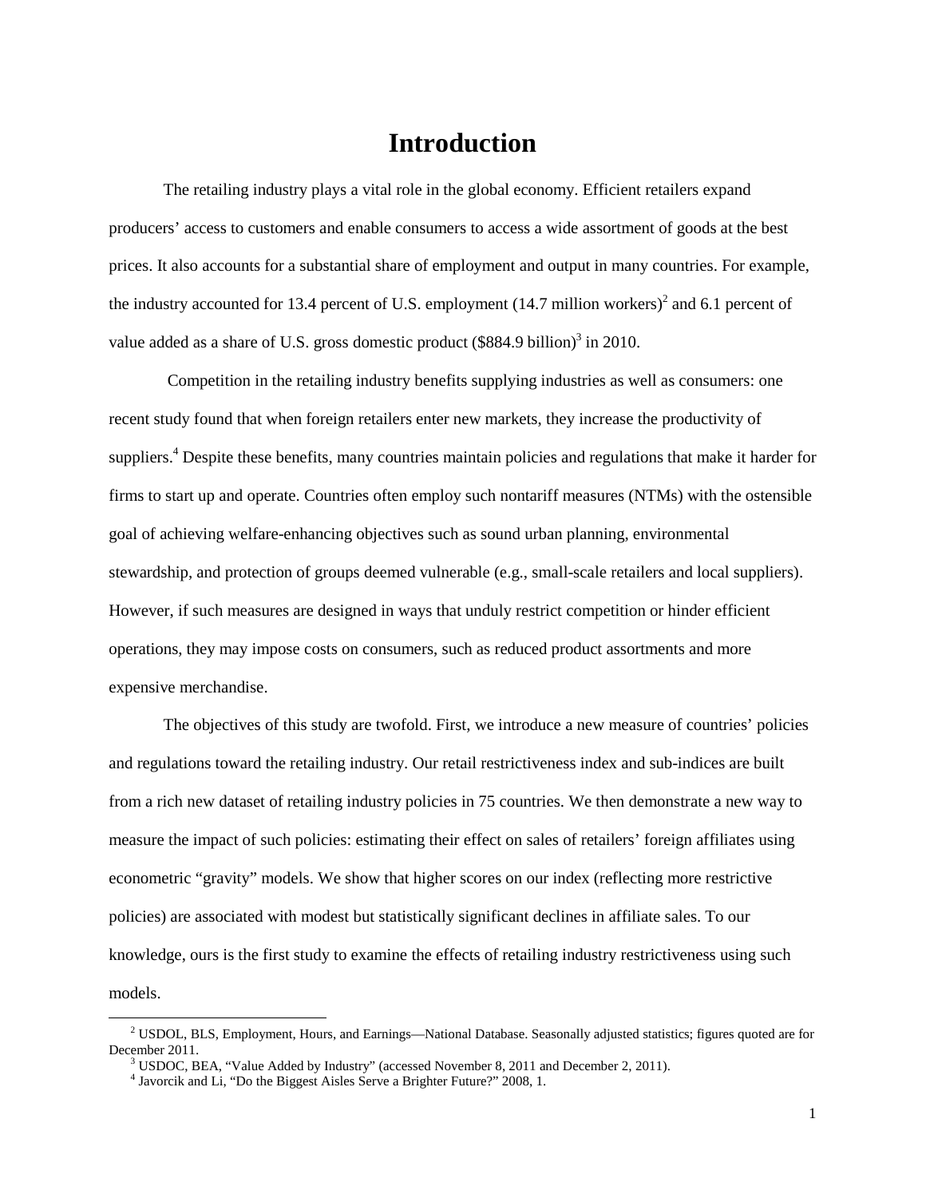# Introduction

The retailing industry plays a vital role in the global economy. Efficient retailers expand producers' access to customers and enable consumers to access a wide assortment of goods at the best prices. It also accounts for a substantial share of employment and output in many countries. For example, the industry accounted for 13.4 percent of U.S. employment (14.7 million workers)[2] and 6.1 percent of value added as a share of U.S. gross domestic product ($884.9 billion)[3] in 2010.

Competition in the retailing industry benefits supplying industries as well as consumers: one recent study found that when foreign retailers enter new markets, they increase the productivity of suppliers.[4] Despite these benefits, many countries maintain policies and regulations that make it harder for firms to start up and operate. Countries often employ such nontariff measures (NTMs) with the ostensible goal of achieving welfare-enhancing objectives such as sound urban planning, environmental stewardship, and protection of groups deemed vulnerable (e.g., small-scale retailers and local suppliers). However, if such measures are designed in ways that unduly restrict competition or hinder efficient operations, they may impose costs on consumers, such as reduced product assortments and more expensive merchandise.

The objectives of this study are twofold. First, we introduce a new measure of countries' policies and regulations toward the retailing industry. Our retail restrictiveness index and sub-indices are built from a rich new dataset of retailing industry policies in 75 countries. We then demonstrate a new way to measure the impact of such policies: estimating their effect on sales of retailers' foreign affiliates using econometric "gravity" models. We show that higher scores on our index (reflecting more restrictive policies) are associated with modest but statistically significant declines in affiliate sales. To our knowledge, ours is the first study to examine the effects of retailing industry restrictiveness using such models.

[2] USDOL, BLS, Employment, Hours, and Earnings—National Database. Seasonally adjusted statistics; figures quoted are for December 2011.

[3] USDOC, BEA, "Value Added by Industry" (accessed November 8, 2011 and December 2, 2011).

[4] Javorcik and Li, "Do the Biggest Aisles Serve a Brighter Future?" 2008, 1.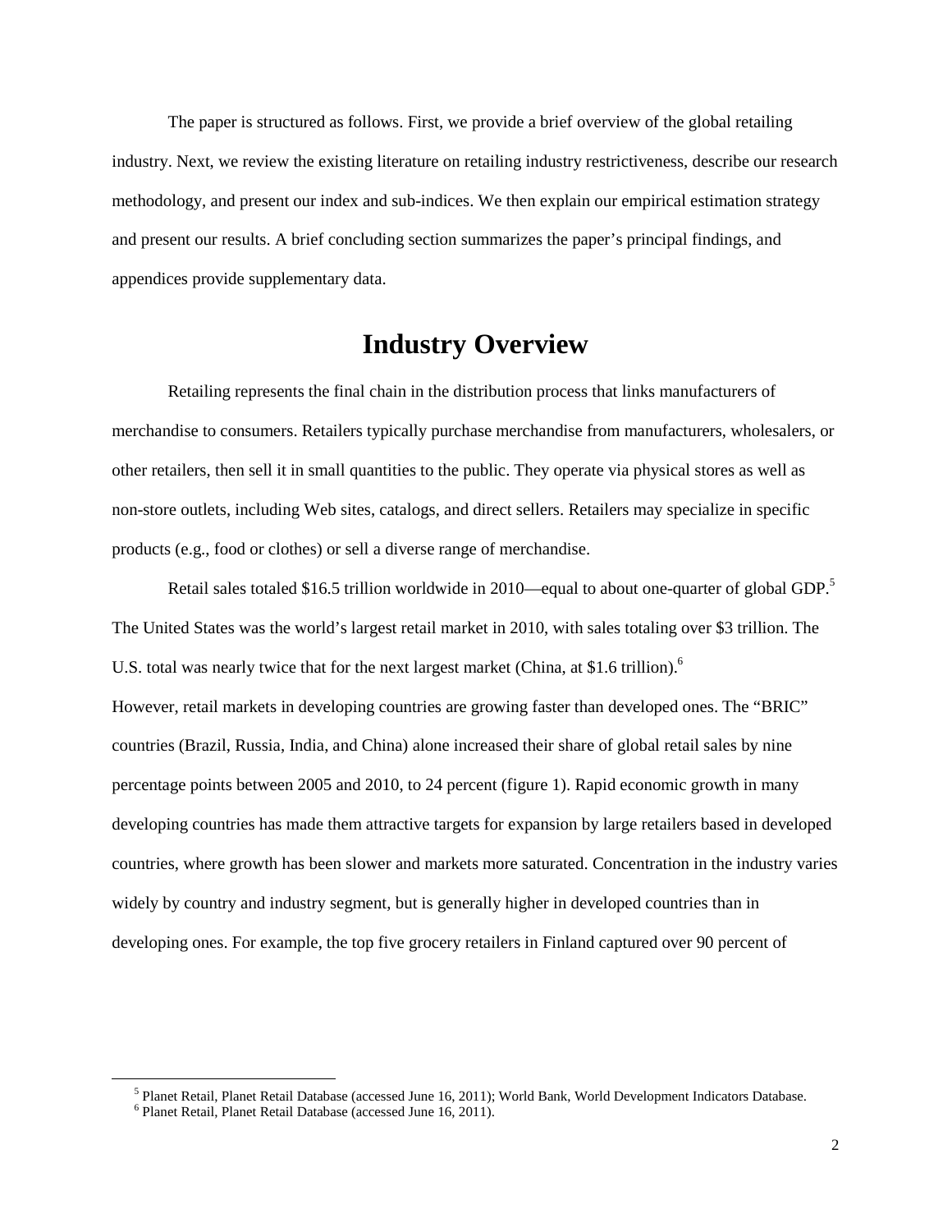The paper is structured as follows. First, we provide a brief overview of the global retailing industry. Next, we review the existing literature on retailing industry restrictiveness, describe our research methodology, and present our index and sub-indices. We then explain our empirical estimation strategy and present our results. A brief concluding section summarizes the paper's principal findings, and appendices provide supplementary data.

# Industry Overview

Retailing represents the final chain in the distribution process that links manufacturers of merchandise to consumers. Retailers typically purchase merchandise from manufacturers, wholesalers, or other retailers, then sell it in small quantities to the public. They operate via physical stores as well as non-store outlets, including Web sites, catalogs, and direct sellers. Retailers may specialize in specific products (e.g., food or clothes) or sell a diverse range of merchandise.

Retail sales totaled $16.5 trillion worldwide in 2010—equal to about one-quarter of global GDP.[5] The United States was the world's largest retail market in 2010, with sales totaling over $3 trillion. The U.S. total was nearly twice that for the next largest market (China, at $1.6 trillion).[6] However, retail markets in developing countries are growing faster than developed ones. The "BRIC" countries (Brazil, Russia, India, and China) alone increased their share of global retail sales by nine percentage points between 2005 and 2010, to 24 percent (figure 1). Rapid economic growth in many developing countries has made them attractive targets for expansion by large retailers based in developed countries, where growth has been slower and markets more saturated. Concentration in the industry varies widely by country and industry segment, but is generally higher in developed countries than in developing ones. For example, the top five grocery retailers in Finland captured over 90 percent of

[5] Planet Retail, Planet Retail Database (accessed June 16, 2011); World Bank, World Development Indicators Database.

[6] Planet Retail, Planet Retail Database (accessed June 16, 2011).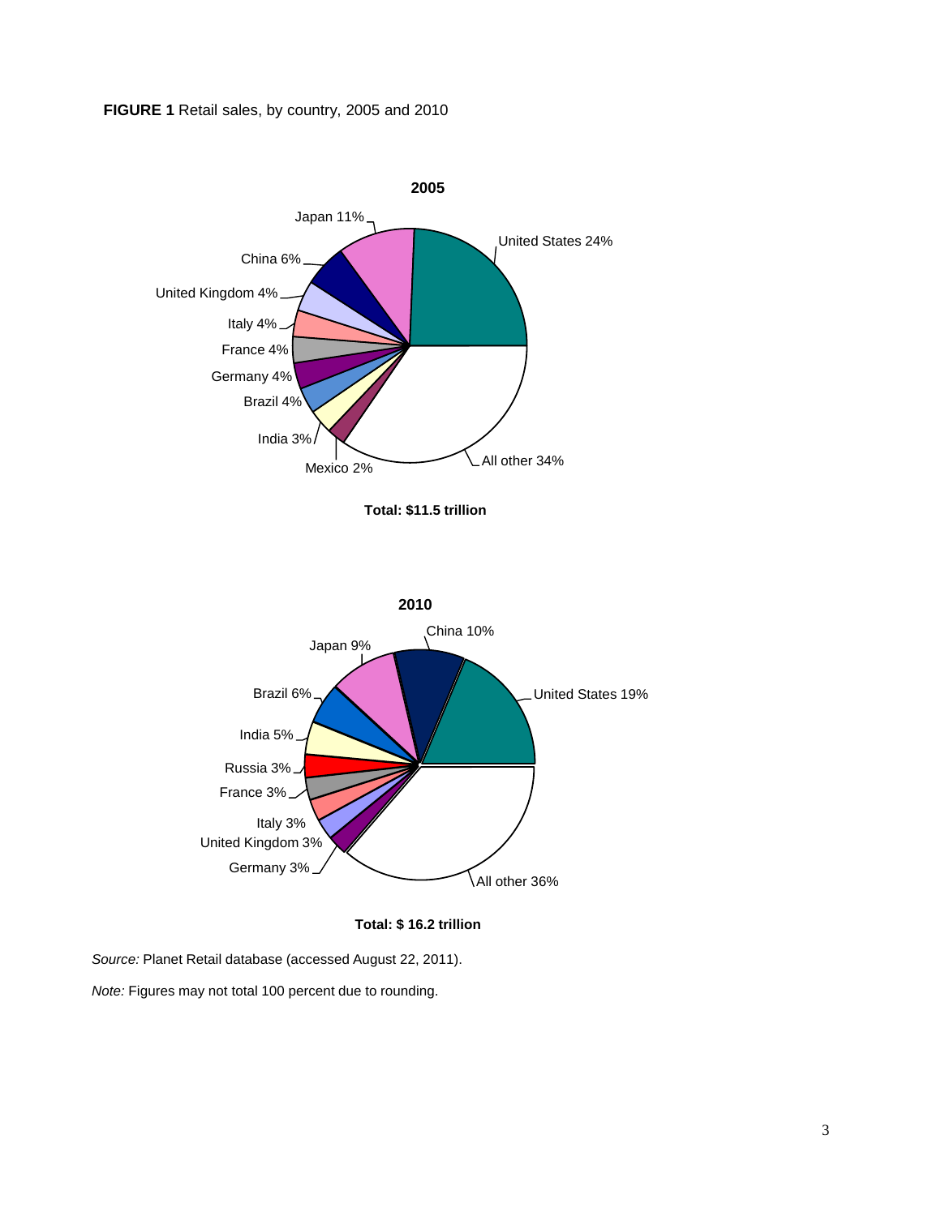**FIGURE 1** Retail sales, by country, 2005 and 2010

**2005**

| Country | Share |
|---|---|
| United States | 24% |
| Japan | 11% |
| China | 6% |
| United Kingdom | 4% |
| Italy | 4% |
| France | 4% |
| Germany | 4% |
| Brazil | 4% |
| India | 3% |
| Mexico | 2% |
| All other | 34% |

**Total: $11.5 trillion**

**2010**

| Country | Share |
|---|---|
| United States | 19% |
| China | 10% |
| Japan | 9% |
| Brazil | 6% |
| India | 5% |
| Russia | 3% |
| France | 3% |
| Italy | 3% |
| United Kingdom | 3% |
| Germany | 3% |
| All other | 36% |

**Total: $ 16.2 trillion**

*Source:* Planet Retail database (accessed August 22, 2011).

*Note:* Figures may not total 100 percent due to rounding.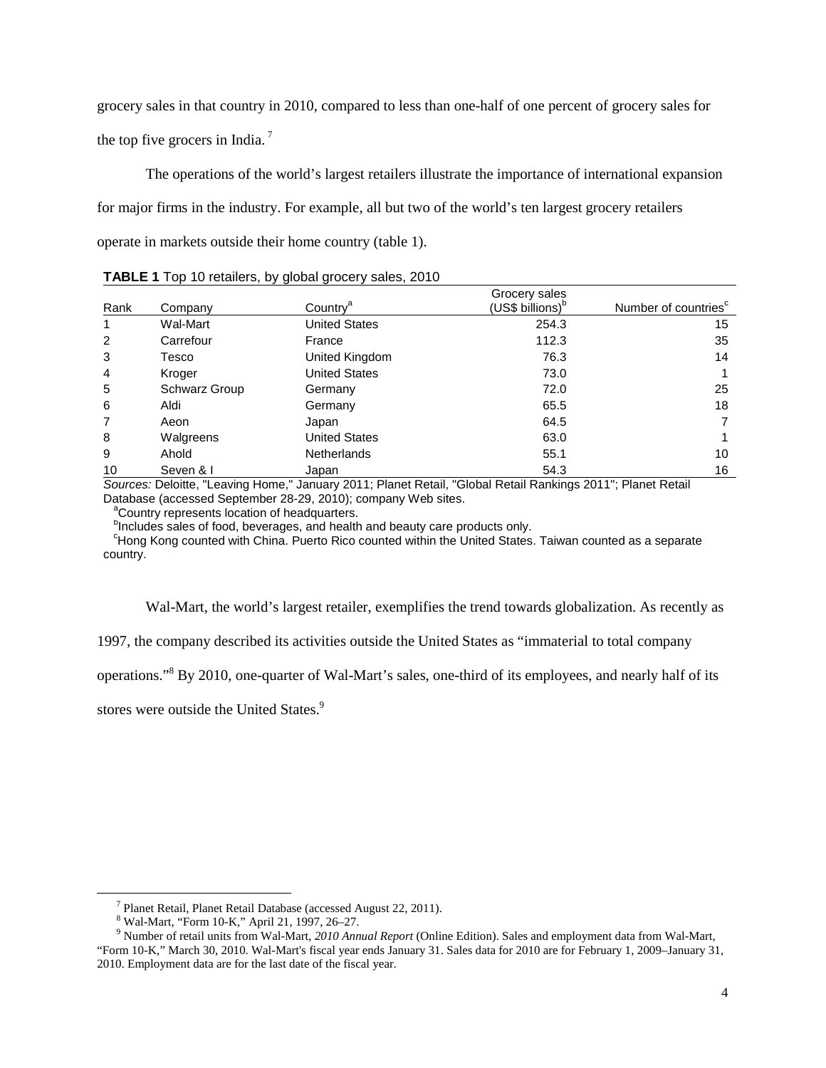grocery sales in that country in 2010, compared to less than one-half of one percent of grocery sales for the top five grocers in India.[7]

The operations of the world's largest retailers illustrate the importance of international expansion for major firms in the industry. For example, all but two of the world's ten largest grocery retailers operate in markets outside their home country (table 1).

**TABLE 1** Top 10 retailers, by global grocery sales, 2010

| Rank | Company | Country[a] | Grocery sales (US$ billions)[b] | Number of countries[c] |
|---|---|---|---|---|
| 1 | Wal-Mart | United States | 254.3 | 15 |
| 2 | Carrefour | France | 112.3 | 35 |
| 3 | Tesco | United Kingdom | 76.3 | 14 |
| 4 | Kroger | United States | 73.0 | 1 |
| 5 | Schwarz Group | Germany | 72.0 | 25 |
| 6 | Aldi | Germany | 65.5 | 18 |
| 7 | Aeon | Japan | 64.5 | 7 |
| 8 | Walgreens | United States | 63.0 | 1 |
| 9 | Ahold | Netherlands | 55.1 | 10 |
| 10 | Seven & I | Japan | 54.3 | 16 |

*Sources:* Deloitte, "Leaving Home," January 2011; Planet Retail, "Global Retail Rankings 2011"; Planet Retail Database (accessed September 28-29, 2010); company Web sites.

[a]Country represents location of headquarters.

[b]Includes sales of food, beverages, and health and beauty care products only.

[c]Hong Kong counted with China. Puerto Rico counted within the United States. Taiwan counted as a separate country.

Wal-Mart, the world's largest retailer, exemplifies the trend towards globalization. As recently as 1997, the company described its activities outside the United States as "immaterial to total company operations."[8] By 2010, one-quarter of Wal-Mart's sales, one-third of its employees, and nearly half of its stores were outside the United States.[9]

---

[7] Planet Retail, Planet Retail Database (accessed August 22, 2011).

[8] Wal-Mart, "Form 10-K," April 21, 1997, 26–27.

[9] Number of retail units from Wal-Mart, *2010 Annual Report* (Online Edition). Sales and employment data from Wal-Mart, "Form 10-K," March 30, 2010. Wal-Mart's fiscal year ends January 31. Sales data for 2010 are for February 1, 2009–January 31, 2010. Employment data are for the last date of the fiscal year.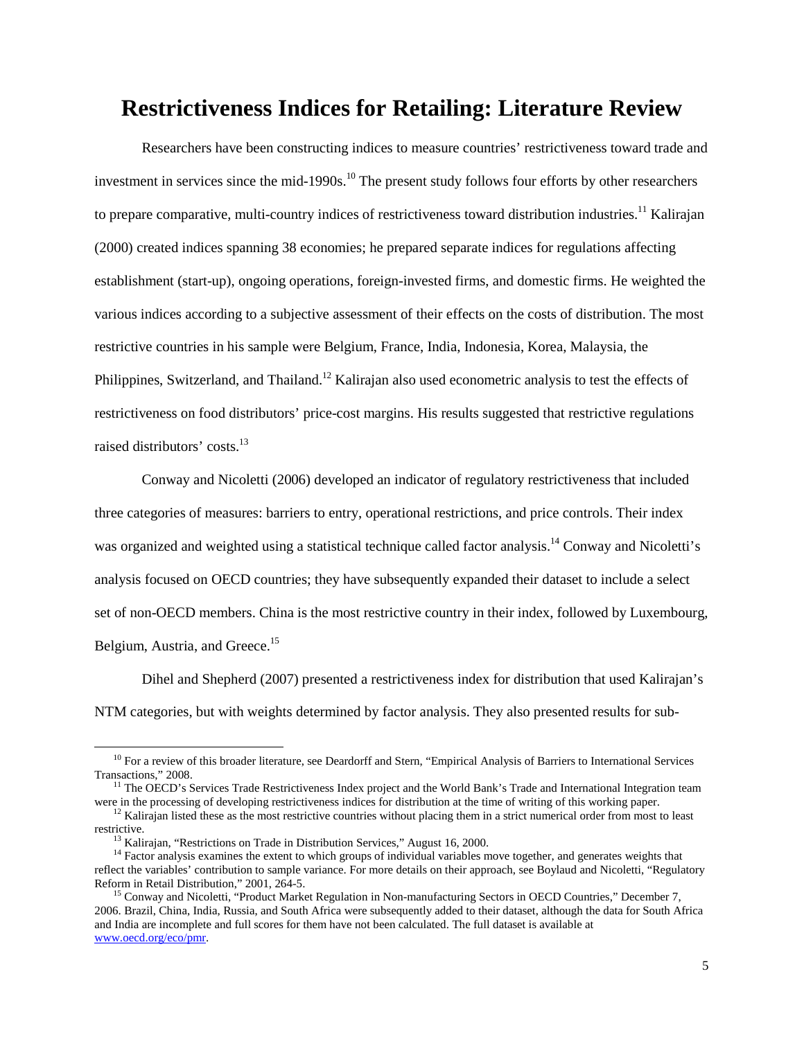# Restrictiveness Indices for Retailing: Literature Review

Researchers have been constructing indices to measure countries' restrictiveness toward trade and investment in services since the mid-1990s.[10] The present study follows four efforts by other researchers to prepare comparative, multi-country indices of restrictiveness toward distribution industries.[11] Kalirajan (2000) created indices spanning 38 economies; he prepared separate indices for regulations affecting establishment (start-up), ongoing operations, foreign-invested firms, and domestic firms. He weighted the various indices according to a subjective assessment of their effects on the costs of distribution. The most restrictive countries in his sample were Belgium, France, India, Indonesia, Korea, Malaysia, the Philippines, Switzerland, and Thailand.[12] Kalirajan also used econometric analysis to test the effects of restrictiveness on food distributors' price-cost margins. His results suggested that restrictive regulations raised distributors' costs.[13]

Conway and Nicoletti (2006) developed an indicator of regulatory restrictiveness that included three categories of measures: barriers to entry, operational restrictions, and price controls. Their index was organized and weighted using a statistical technique called factor analysis.[14] Conway and Nicoletti's analysis focused on OECD countries; they have subsequently expanded their dataset to include a select set of non-OECD members. China is the most restrictive country in their index, followed by Luxembourg, Belgium, Austria, and Greece.[15]

Dihel and Shepherd (2007) presented a restrictiveness index for distribution that used Kalirajan's NTM categories, but with weights determined by factor analysis. They also presented results for sub-

---

[10] For a review of this broader literature, see Deardorff and Stern, "Empirical Analysis of Barriers to International Services Transactions," 2008.

[11] The OECD's Services Trade Restrictiveness Index project and the World Bank's Trade and International Integration team were in the processing of developing restrictiveness indices for distribution at the time of writing of this working paper.

[12] Kalirajan listed these as the most restrictive countries without placing them in a strict numerical order from most to least restrictive.

[13] Kalirajan, "Restrictions on Trade in Distribution Services," August 16, 2000.

[14] Factor analysis examines the extent to which groups of individual variables move together, and generates weights that reflect the variables' contribution to sample variance. For more details on their approach, see Boylaud and Nicoletti, "Regulatory Reform in Retail Distribution," 2001, 264-5.

[15] Conway and Nicoletti, "Product Market Regulation in Non-manufacturing Sectors in OECD Countries," December 7, 2006. Brazil, China, India, Russia, and South Africa were subsequently added to their dataset, although the data for South Africa and India are incomplete and full scores for them have not been calculated. The full dataset is available at www.oecd.org/eco/pmr.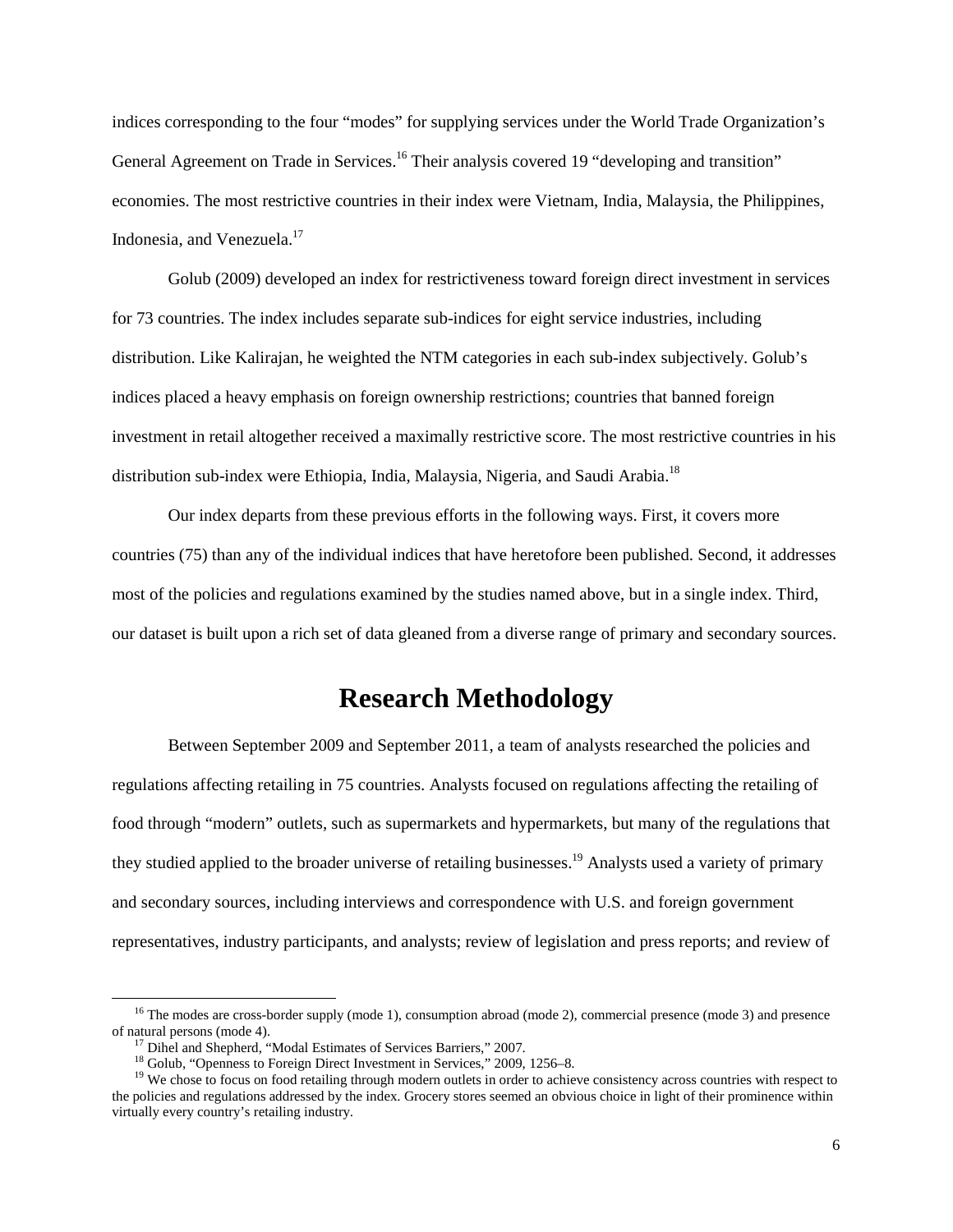indices corresponding to the four "modes" for supplying services under the World Trade Organization's General Agreement on Trade in Services.[16] Their analysis covered 19 "developing and transition" economies. The most restrictive countries in their index were Vietnam, India, Malaysia, the Philippines, Indonesia, and Venezuela.[17]

Golub (2009) developed an index for restrictiveness toward foreign direct investment in services for 73 countries. The index includes separate sub-indices for eight service industries, including distribution. Like Kalirajan, he weighted the NTM categories in each sub-index subjectively. Golub's indices placed a heavy emphasis on foreign ownership restrictions; countries that banned foreign investment in retail altogether received a maximally restrictive score. The most restrictive countries in his distribution sub-index were Ethiopia, India, Malaysia, Nigeria, and Saudi Arabia.[18]

Our index departs from these previous efforts in the following ways. First, it covers more countries (75) than any of the individual indices that have heretofore been published. Second, it addresses most of the policies and regulations examined by the studies named above, but in a single index. Third, our dataset is built upon a rich set of data gleaned from a diverse range of primary and secondary sources.

# Research Methodology

Between September 2009 and September 2011, a team of analysts researched the policies and regulations affecting retailing in 75 countries. Analysts focused on regulations affecting the retailing of food through "modern" outlets, such as supermarkets and hypermarkets, but many of the regulations that they studied applied to the broader universe of retailing businesses.[19] Analysts used a variety of primary and secondary sources, including interviews and correspondence with U.S. and foreign government representatives, industry participants, and analysts; review of legislation and press reports; and review of

[16] The modes are cross-border supply (mode 1), consumption abroad (mode 2), commercial presence (mode 3) and presence of natural persons (mode 4).

[17] Dihel and Shepherd, "Modal Estimates of Services Barriers," 2007.

[18] Golub, "Openness to Foreign Direct Investment in Services," 2009, 1256–8.

[19] We chose to focus on food retailing through modern outlets in order to achieve consistency across countries with respect to the policies and regulations addressed by the index. Grocery stores seemed an obvious choice in light of their prominence within virtually every country's retailing industry.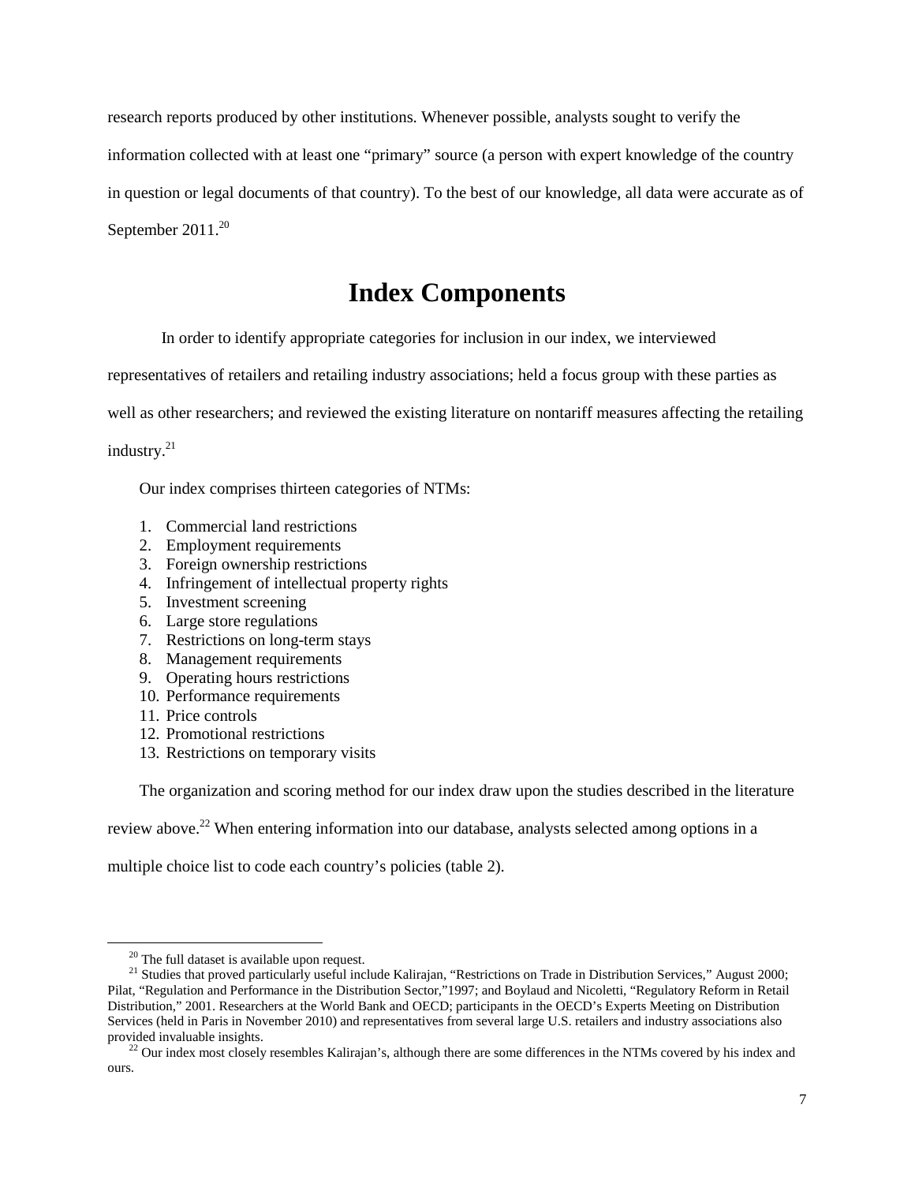research reports produced by other institutions. Whenever possible, analysts sought to verify the information collected with at least one "primary" source (a person with expert knowledge of the country in question or legal documents of that country). To the best of our knowledge, all data were accurate as of September 2011.[20]

# Index Components

In order to identify appropriate categories for inclusion in our index, we interviewed representatives of retailers and retailing industry associations; held a focus group with these parties as well as other researchers; and reviewed the existing literature on nontariff measures affecting the retailing industry.[21]

Our index comprises thirteen categories of NTMs:

1. Commercial land restrictions
2. Employment requirements
3. Foreign ownership restrictions
4. Infringement of intellectual property rights
5. Investment screening
6. Large store regulations
7. Restrictions on long-term stays
8. Management requirements
9. Operating hours restrictions
10. Performance requirements
11. Price controls
12. Promotional restrictions
13. Restrictions on temporary visits

The organization and scoring method for our index draw upon the studies described in the literature review above.[22] When entering information into our database, analysts selected among options in a multiple choice list to code each country's policies (table 2).

[20] The full dataset is available upon request.

[21] Studies that proved particularly useful include Kalirajan, "Restrictions on Trade in Distribution Services," August 2000; Pilat, "Regulation and Performance in the Distribution Sector,"1997; and Boylaud and Nicoletti, "Regulatory Reform in Retail Distribution," 2001. Researchers at the World Bank and OECD; participants in the OECD's Experts Meeting on Distribution Services (held in Paris in November 2010) and representatives from several large U.S. retailers and industry associations also provided invaluable insights.

[22] Our index most closely resembles Kalirajan's, although there are some differences in the NTMs covered by his index and ours.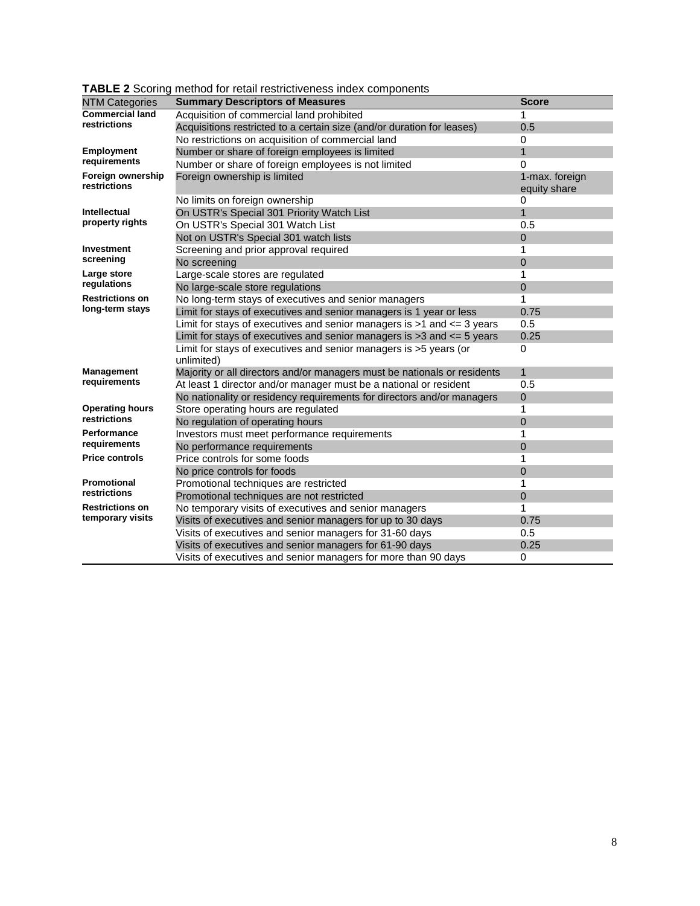**TABLE 2** Scoring method for retail restrictiveness index components

| NTM Categories | Summary Descriptors of Measures | Score |
|---|---|---|
| **Commercial land restrictions** | Acquisition of commercial land prohibited | 1 |
| | Acquisitions restricted to a certain size (and/or duration for leases) | 0.5 |
| | No restrictions on acquisition of commercial land | 0 |
| **Employment requirements** | Number or share of foreign employees is limited | 1 |
| | Number or share of foreign employees is not limited | 0 |
| **Foreign ownership restrictions** | Foreign ownership is limited | 1-max. foreign equity share |
| | No limits on foreign ownership | 0 |
| **Intellectual property rights** | On USTR's Special 301 Priority Watch List | 1 |
| | On USTR's Special 301 Watch List | 0.5 |
| | Not on USTR's Special 301 watch lists | 0 |
| **Investment screening** | Screening and prior approval required | 1 |
| | No screening | 0 |
| **Large store regulations** | Large-scale stores are regulated | 1 |
| | No large-scale store regulations | 0 |
| **Restrictions on long-term stays** | No long-term stays of executives and senior managers | 1 |
| | Limit for stays of executives and senior managers is 1 year or less | 0.75 |
| | Limit for stays of executives and senior managers is >1 and <= 3 years | 0.5 |
| | Limit for stays of executives and senior managers is >3 and <= 5 years | 0.25 |
| | Limit for stays of executives and senior managers is >5 years (or unlimited) | 0 |
| **Management requirements** | Majority or all directors and/or managers must be nationals or residents | 1 |
| | At least 1 director and/or manager must be a national or resident | 0.5 |
| | No nationality or residency requirements for directors and/or managers | 0 |
| **Operating hours restrictions** | Store operating hours are regulated | 1 |
| | No regulation of operating hours | 0 |
| **Performance requirements** | Investors must meet performance requirements | 1 |
| | No performance requirements | 0 |
| **Price controls** | Price controls for some foods | 1 |
| | No price controls for foods | 0 |
| **Promotional restrictions** | Promotional techniques are restricted | 1 |
| | Promotional techniques are not restricted | 0 |
| **Restrictions on temporary visits** | No temporary visits of executives and senior managers | 1 |
| | Visits of executives and senior managers for up to 30 days | 0.75 |
| | Visits of executives and senior managers for 31-60 days | 0.5 |
| | Visits of executives and senior managers for 61-90 days | 0.25 |
| | Visits of executives and senior managers for more than 90 days | 0 |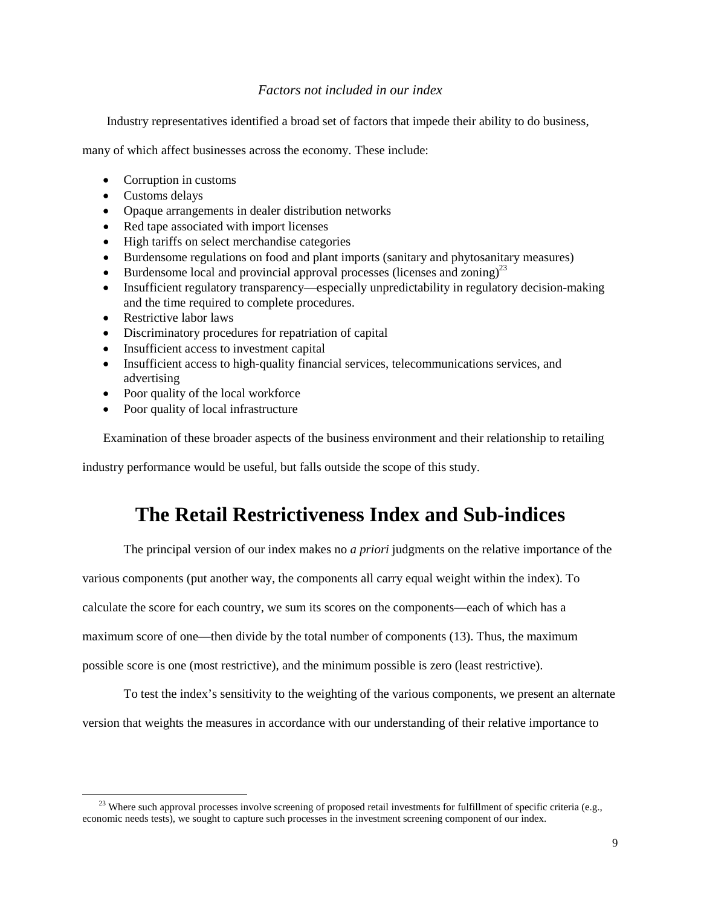*Factors not included in our index*

Industry representatives identified a broad set of factors that impede their ability to do business, many of which affect businesses across the economy. These include:

- Corruption in customs
- Customs delays
- Opaque arrangements in dealer distribution networks
- Red tape associated with import licenses
- High tariffs on select merchandise categories
- Burdensome regulations on food and plant imports (sanitary and phytosanitary measures)
- Burdensome local and provincial approval processes (licenses and zoning)[23]
- Insufficient regulatory transparency—especially unpredictability in regulatory decision-making and the time required to complete procedures.
- Restrictive labor laws
- Discriminatory procedures for repatriation of capital
- Insufficient access to investment capital
- Insufficient access to high-quality financial services, telecommunications services, and advertising
- Poor quality of the local workforce
- Poor quality of local infrastructure

Examination of these broader aspects of the business environment and their relationship to retailing industry performance would be useful, but falls outside the scope of this study.

# The Retail Restrictiveness Index and Sub-indices

The principal version of our index makes no *a priori* judgments on the relative importance of the various components (put another way, the components all carry equal weight within the index). To calculate the score for each country, we sum its scores on the components—each of which has a maximum score of one—then divide by the total number of components (13). Thus, the maximum possible score is one (most restrictive), and the minimum possible is zero (least restrictive).

To test the index's sensitivity to the weighting of the various components, we present an alternate version that weights the measures in accordance with our understanding of their relative importance to

[23] Where such approval processes involve screening of proposed retail investments for fulfillment of specific criteria (e.g., economic needs tests), we sought to capture such processes in the investment screening component of our index.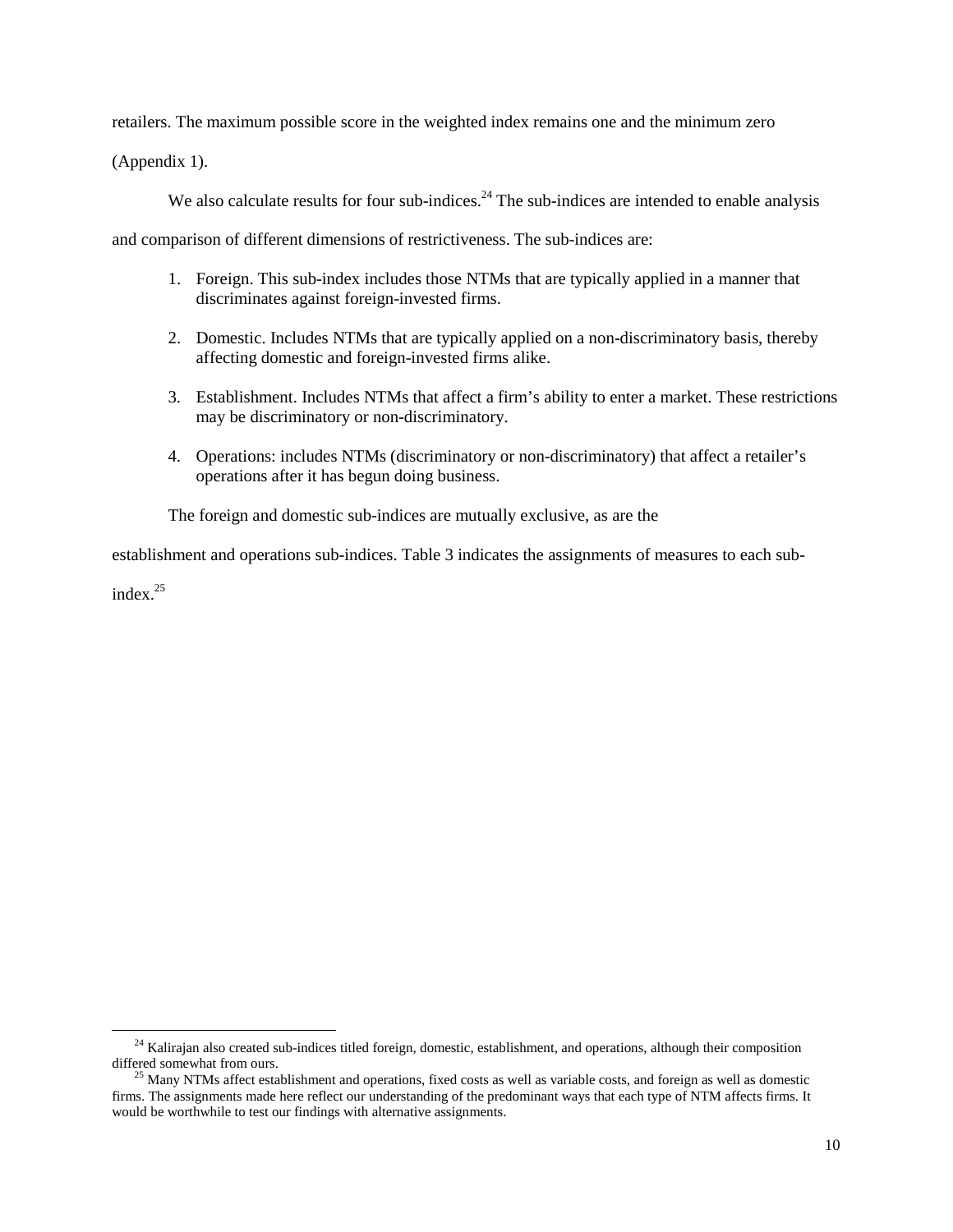retailers. The maximum possible score in the weighted index remains one and the minimum zero (Appendix 1).

We also calculate results for four sub-indices.[24] The sub-indices are intended to enable analysis and comparison of different dimensions of restrictiveness. The sub-indices are:

1. Foreign. This sub-index includes those NTMs that are typically applied in a manner that discriminates against foreign-invested firms.

2. Domestic. Includes NTMs that are typically applied on a non-discriminatory basis, thereby affecting domestic and foreign-invested firms alike.

3. Establishment. Includes NTMs that affect a firm's ability to enter a market. These restrictions may be discriminatory or non-discriminatory.

4. Operations: includes NTMs (discriminatory or non-discriminatory) that affect a retailer's operations after it has begun doing business.

The foreign and domestic sub-indices are mutually exclusive, as are the establishment and operations sub-indices. Table 3 indicates the assignments of measures to each sub-index.[25]

---

[24] Kalirajan also created sub-indices titled foreign, domestic, establishment, and operations, although their composition differed somewhat from ours.

[25] Many NTMs affect establishment and operations, fixed costs as well as variable costs, and foreign as well as domestic firms. The assignments made here reflect our understanding of the predominant ways that each type of NTM affects firms. It would be worthwhile to test our findings with alternative assignments.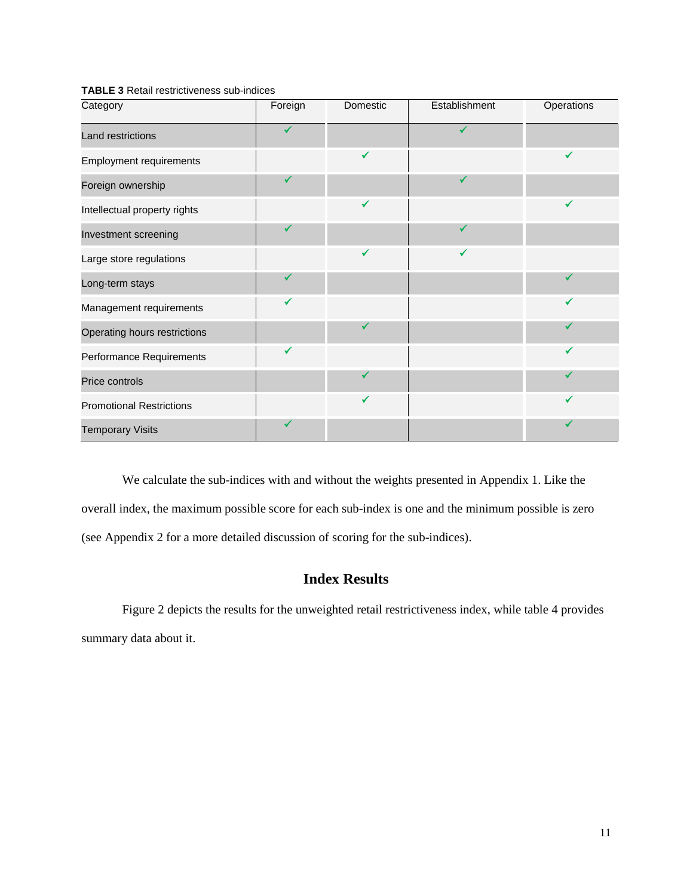**TABLE 3** Retail restrictiveness sub-indices

| Category | Foreign | Domestic | Establishment | Operations |
|---|---|---|---|---|
| Land restrictions | ✓ | | ✓ | |
| Employment requirements | | ✓ | | ✓ |
| Foreign ownership | ✓ | | ✓ | |
| Intellectual property rights | | ✓ | | ✓ |
| Investment screening | ✓ | | ✓ | |
| Large store regulations | | ✓ | ✓ | |
| Long-term stays | ✓ | | | ✓ |
| Management requirements | ✓ | | | ✓ |
| Operating hours restrictions | | ✓ | | ✓ |
| Performance Requirements | ✓ | | | ✓ |
| Price controls | | ✓ | | ✓ |
| Promotional Restrictions | | ✓ | | ✓ |
| Temporary Visits | ✓ | | | ✓ |

We calculate the sub-indices with and without the weights presented in Appendix 1. Like the overall index, the maximum possible score for each sub-index is one and the minimum possible is zero (see Appendix 2 for a more detailed discussion of scoring for the sub-indices).

## Index Results

Figure 2 depicts the results for the unweighted retail restrictiveness index, while table 4 provides summary data about it.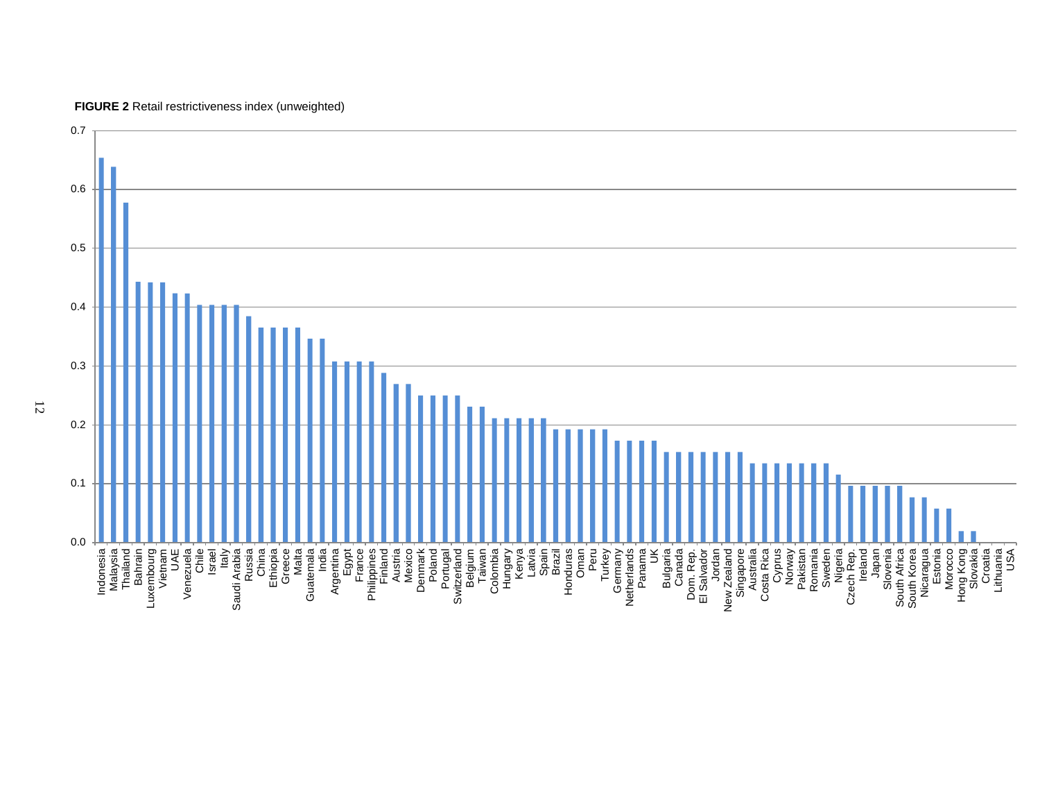**FIGURE 2** Retail restrictiveness index (unweighted)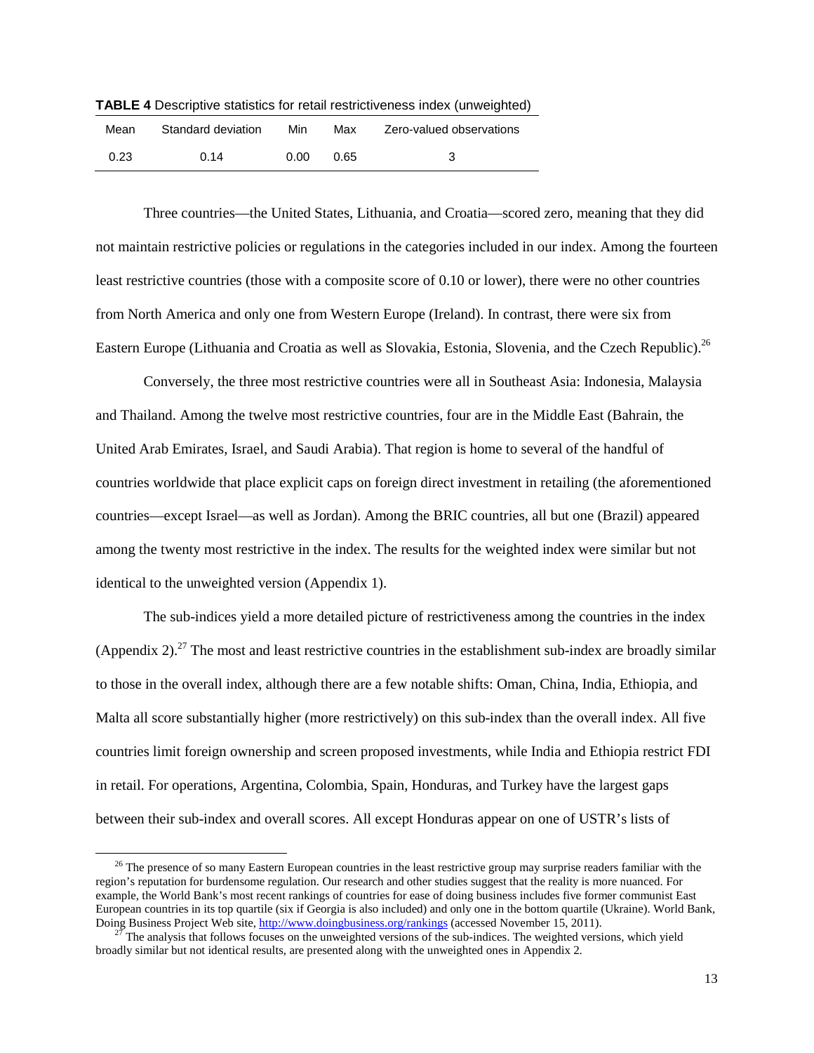**TABLE 4** Descriptive statistics for retail restrictiveness index (unweighted)

| Mean | Standard deviation | Min | Max | Zero-valued observations |
|---|---|---|---|---|
| 0.23 | 0.14 | 0.00 | 0.65 | 3 |

Three countries—the United States, Lithuania, and Croatia—scored zero, meaning that they did not maintain restrictive policies or regulations in the categories included in our index. Among the fourteen least restrictive countries (those with a composite score of 0.10 or lower), there were no other countries from North America and only one from Western Europe (Ireland). In contrast, there were six from Eastern Europe (Lithuania and Croatia as well as Slovakia, Estonia, Slovenia, and the Czech Republic).[26]

Conversely, the three most restrictive countries were all in Southeast Asia: Indonesia, Malaysia and Thailand. Among the twelve most restrictive countries, four are in the Middle East (Bahrain, the United Arab Emirates, Israel, and Saudi Arabia). That region is home to several of the handful of countries worldwide that place explicit caps on foreign direct investment in retailing (the aforementioned countries—except Israel—as well as Jordan). Among the BRIC countries, all but one (Brazil) appeared among the twenty most restrictive in the index. The results for the weighted index were similar but not identical to the unweighted version (Appendix 1).

The sub-indices yield a more detailed picture of restrictiveness among the countries in the index (Appendix 2).[27] The most and least restrictive countries in the establishment sub-index are broadly similar to those in the overall index, although there are a few notable shifts: Oman, China, India, Ethiopia, and Malta all score substantially higher (more restrictively) on this sub-index than the overall index. All five countries limit foreign ownership and screen proposed investments, while India and Ethiopia restrict FDI in retail. For operations, Argentina, Colombia, Spain, Honduras, and Turkey have the largest gaps between their sub-index and overall scores. All except Honduras appear on one of USTR's lists of

[26] The presence of so many Eastern European countries in the least restrictive group may surprise readers familiar with the region's reputation for burdensome regulation. Our research and other studies suggest that the reality is more nuanced. For example, the World Bank's most recent rankings of countries for ease of doing business includes five former communist East European countries in its top quartile (six if Georgia is also included) and only one in the bottom quartile (Ukraine). World Bank, Doing Business Project Web site, http://www.doingbusiness.org/rankings (accessed November 15, 2011).

[27] The analysis that follows focuses on the unweighted versions of the sub-indices. The weighted versions, which yield broadly similar but not identical results, are presented along with the unweighted ones in Appendix 2.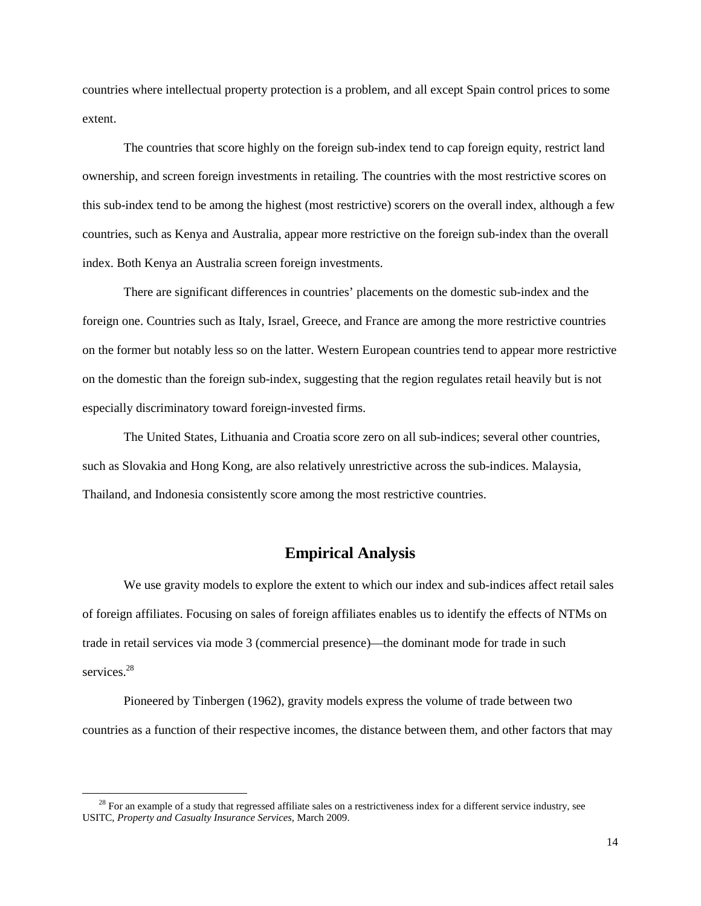countries where intellectual property protection is a problem, and all except Spain control prices to some extent.

The countries that score highly on the foreign sub-index tend to cap foreign equity, restrict land ownership, and screen foreign investments in retailing. The countries with the most restrictive scores on this sub-index tend to be among the highest (most restrictive) scorers on the overall index, although a few countries, such as Kenya and Australia, appear more restrictive on the foreign sub-index than the overall index. Both Kenya an Australia screen foreign investments.

There are significant differences in countries' placements on the domestic sub-index and the foreign one. Countries such as Italy, Israel, Greece, and France are among the more restrictive countries on the former but notably less so on the latter. Western European countries tend to appear more restrictive on the domestic than the foreign sub-index, suggesting that the region regulates retail heavily but is not especially discriminatory toward foreign-invested firms.

The United States, Lithuania and Croatia score zero on all sub-indices; several other countries, such as Slovakia and Hong Kong, are also relatively unrestrictive across the sub-indices. Malaysia, Thailand, and Indonesia consistently score among the most restrictive countries.

## Empirical Analysis

We use gravity models to explore the extent to which our index and sub-indices affect retail sales of foreign affiliates. Focusing on sales of foreign affiliates enables us to identify the effects of NTMs on trade in retail services via mode 3 (commercial presence)—the dominant mode for trade in such services.[28]

Pioneered by Tinbergen (1962), gravity models express the volume of trade between two countries as a function of their respective incomes, the distance between them, and other factors that may

[28] For an example of a study that regressed affiliate sales on a restrictiveness index for a different service industry, see USITC, *Property and Casualty Insurance Services*, March 2009.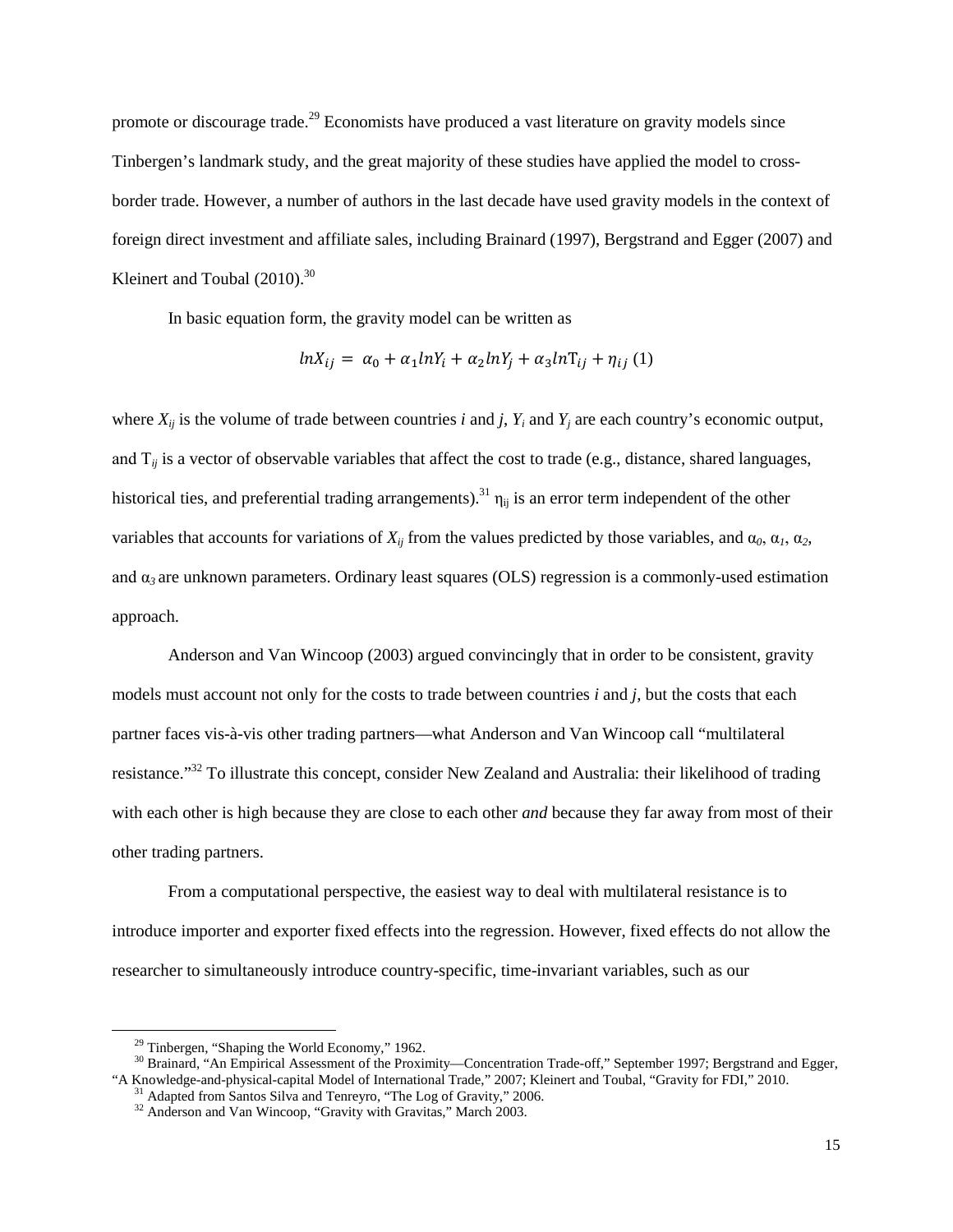promote or discourage trade.[29] Economists have produced a vast literature on gravity models since Tinbergen's landmark study, and the great majority of these studies have applied the model to cross-border trade. However, a number of authors in the last decade have used gravity models in the context of foreign direct investment and affiliate sales, including Brainard (1997), Bergstrand and Egger (2007) and Kleinert and Toubal (2010).[30]

In basic equation form, the gravity model can be written as

$$lnX_{ij} = \alpha_0 + \alpha_1 lnY_i + \alpha_2 lnY_j + \alpha_3 ln\mathrm{T}_{ij} + \eta_{ij} \ (1)$$

where $X_{ij}$ is the volume of trade between countries *i* and *j*, $Y_i$ and $Y_j$ are each country's economic output, and $\mathrm{T}_{ij}$ is a vector of observable variables that affect the cost to trade (e.g., distance, shared languages, historical ties, and preferential trading arrangements).[31] $\eta_{ij}$ is an error term independent of the other variables that accounts for variations of $X_{ij}$ from the values predicted by those variables, and $\alpha_0$, $\alpha_1$, $\alpha_2$, and $\alpha_3$ are unknown parameters. Ordinary least squares (OLS) regression is a commonly-used estimation approach.

Anderson and Van Wincoop (2003) argued convincingly that in order to be consistent, gravity models must account not only for the costs to trade between countries *i* and *j*, but the costs that each partner faces vis-à-vis other trading partners—what Anderson and Van Wincoop call "multilateral resistance."[32] To illustrate this concept, consider New Zealand and Australia: their likelihood of trading with each other is high because they are close to each other *and* because they far away from most of their other trading partners.

From a computational perspective, the easiest way to deal with multilateral resistance is to introduce importer and exporter fixed effects into the regression. However, fixed effects do not allow the researcher to simultaneously introduce country-specific, time-invariant variables, such as our

---

[29] Tinbergen, "Shaping the World Economy," 1962.

[30] Brainard, "An Empirical Assessment of the Proximity—Concentration Trade-off," September 1997; Bergstrand and Egger, "A Knowledge-and-physical-capital Model of International Trade," 2007; Kleinert and Toubal, "Gravity for FDI," 2010.

[31] Adapted from Santos Silva and Tenreyro, "The Log of Gravity," 2006.

[32] Anderson and Van Wincoop, "Gravity with Gravitas," March 2003.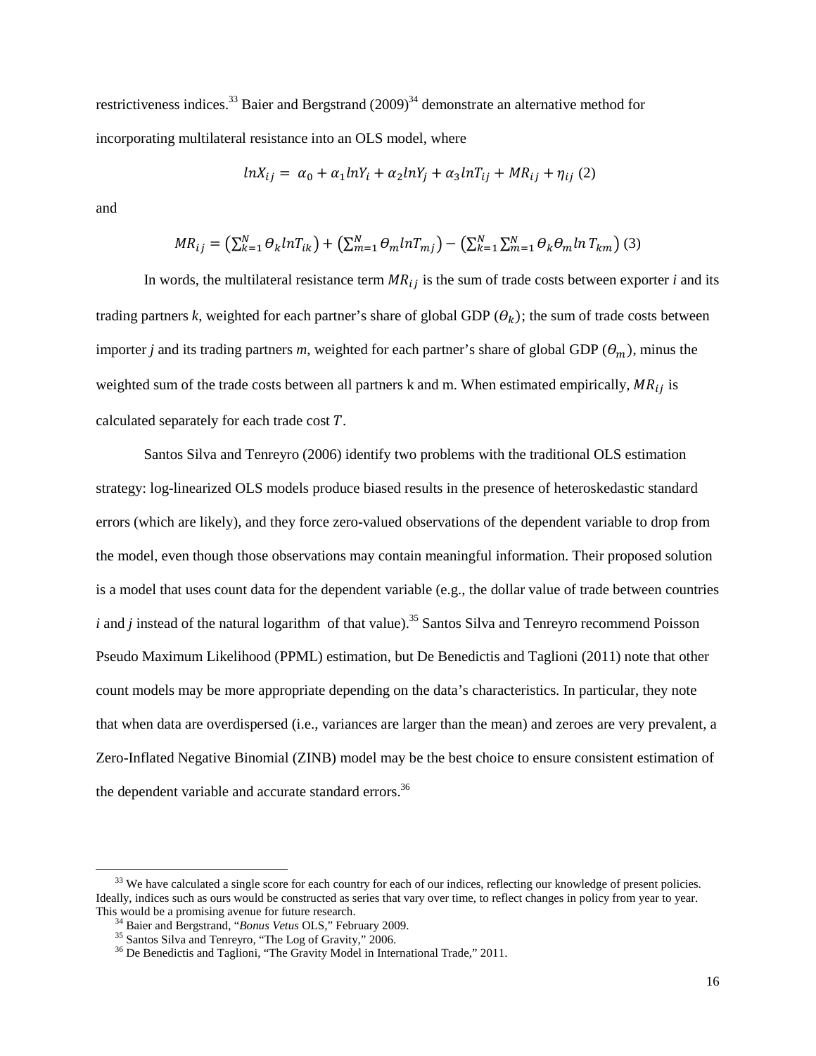restrictiveness indices.[33] Baier and Bergstrand (2009)[34] demonstrate an alternative method for incorporating multilateral resistance into an OLS model, where

$$lnX_{ij} = \alpha_0 + \alpha_1 lnY_i + \alpha_2 lnY_j + \alpha_3 lnT_{ij} + MR_{ij} + \eta_{ij} \ (2)$$

and

$$MR_{ij} = \left(\sum_{k=1}^{N} \Theta_k lnT_{ik}\right) + \left(\sum_{m=1}^{N} \Theta_m lnT_{mj}\right) - \left(\sum_{k=1}^{N}\sum_{m=1}^{N} \Theta_k \Theta_m ln\, T_{km}\right) (3)$$

In words, the multilateral resistance term $MR_{ij}$ is the sum of trade costs between exporter *i* and its trading partners *k*, weighted for each partner's share of global GDP ($\Theta_k$); the sum of trade costs between importer *j* and its trading partners *m*, weighted for each partner's share of global GDP ($\Theta_m$), minus the weighted sum of the trade costs between all partners k and m. When estimated empirically, $MR_{ij}$ is calculated separately for each trade cost $T$.

Santos Silva and Tenreyro (2006) identify two problems with the traditional OLS estimation strategy: log-linearized OLS models produce biased results in the presence of heteroskedastic standard errors (which are likely), and they force zero-valued observations of the dependent variable to drop from the model, even though those observations may contain meaningful information. Their proposed solution is a model that uses count data for the dependent variable (e.g., the dollar value of trade between countries *i* and *j* instead of the natural logarithm of that value).[35] Santos Silva and Tenreyro recommend Poisson Pseudo Maximum Likelihood (PPML) estimation, but De Benedictis and Taglioni (2011) note that other count models may be more appropriate depending on the data's characteristics. In particular, they note that when data are overdispersed (i.e., variances are larger than the mean) and zeroes are very prevalent, a Zero-Inflated Negative Binomial (ZINB) model may be the best choice to ensure consistent estimation of the dependent variable and accurate standard errors.[36]

---

[33] We have calculated a single score for each country for each of our indices, reflecting our knowledge of present policies. Ideally, indices such as ours would be constructed as series that vary over time, to reflect changes in policy from year to year. This would be a promising avenue for future research.

[34] Baier and Bergstrand, "*Bonus Vetus* OLS," February 2009.

[35] Santos Silva and Tenreyro, "The Log of Gravity," 2006.

[36] De Benedictis and Taglioni, "The Gravity Model in International Trade," 2011.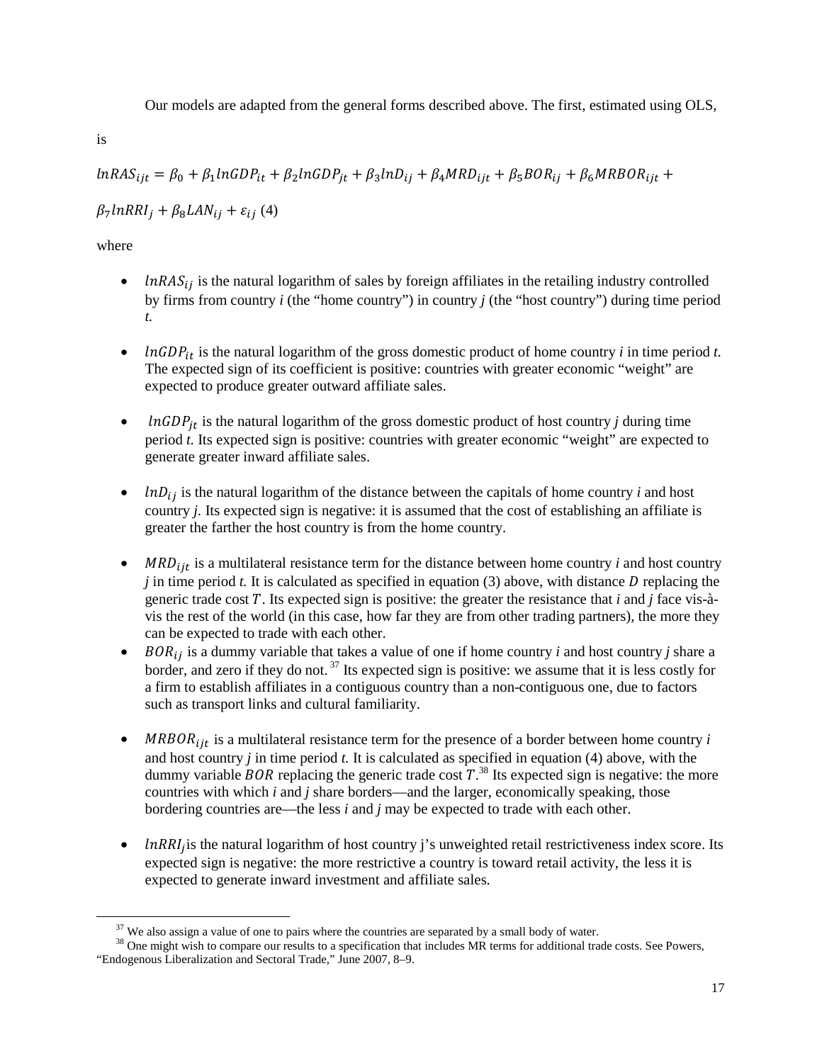Our models are adapted from the general forms described above. The first, estimated using OLS, is

$$lnRAS_{ijt} = \beta_0 + \beta_1 lnGDP_{it} + \beta_2 lnGDP_{jt} + \beta_3 lnD_{ij} + \beta_4 MRD_{ijt} + \beta_5 BOR_{ij} + \beta_6 MRBOR_{ijt} + \beta_7 lnRRI_j + \beta_8 LAN_{ij} + \varepsilon_{ij} \quad (4)$$

where

- $lnRAS_{ij}$ is the natural logarithm of sales by foreign affiliates in the retailing industry controlled by firms from country *i* (the "home country") in country *j* (the "host country") during time period *t.*
- $lnGDP_{it}$ is the natural logarithm of the gross domestic product of home country *i* in time period *t.* The expected sign of its coefficient is positive: countries with greater economic "weight" are expected to produce greater outward affiliate sales.
- $lnGDP_{jt}$ is the natural logarithm of the gross domestic product of host country *j* during time period *t.* Its expected sign is positive: countries with greater economic "weight" are expected to generate greater inward affiliate sales.
- $lnD_{ij}$ is the natural logarithm of the distance between the capitals of home country *i* and host country *j.* Its expected sign is negative: it is assumed that the cost of establishing an affiliate is greater the farther the host country is from the home country.
- $MRD_{ijt}$ is a multilateral resistance term for the distance between home country *i* and host country *j* in time period *t.* It is calculated as specified in equation (3) above, with distance $D$ replacing the generic trade cost $T$. Its expected sign is positive: the greater the resistance that *i* and *j* face vis-à-vis the rest of the world (in this case, how far they are from other trading partners), the more they can be expected to trade with each other.
- $BOR_{ij}$ is a dummy variable that takes a value of one if home country *i* and host country *j* share a border, and zero if they do not.[37] Its expected sign is positive: we assume that it is less costly for a firm to establish affiliates in a contiguous country than a non-contiguous one, due to factors such as transport links and cultural familiarity.
- $MRBOR_{ijt}$ is a multilateral resistance term for the presence of a border between home country *i* and host country *j* in time period *t.* It is calculated as specified in equation (4) above, with the dummy variable $BOR$ replacing the generic trade cost $T$.[38] Its expected sign is negative: the more countries with which *i* and *j* share borders—and the larger, economically speaking, those bordering countries are—the less *i* and *j* may be expected to trade with each other.
- $lnRRI_j$ is the natural logarithm of host country j's unweighted retail restrictiveness index score. Its expected sign is negative: the more restrictive a country is toward retail activity, the less it is expected to generate inward investment and affiliate sales.

[37] We also assign a value of one to pairs where the countries are separated by a small body of water.

[38] One might wish to compare our results to a specification that includes MR terms for additional trade costs. See Powers, "Endogenous Liberalization and Sectoral Trade," June 2007, 8–9.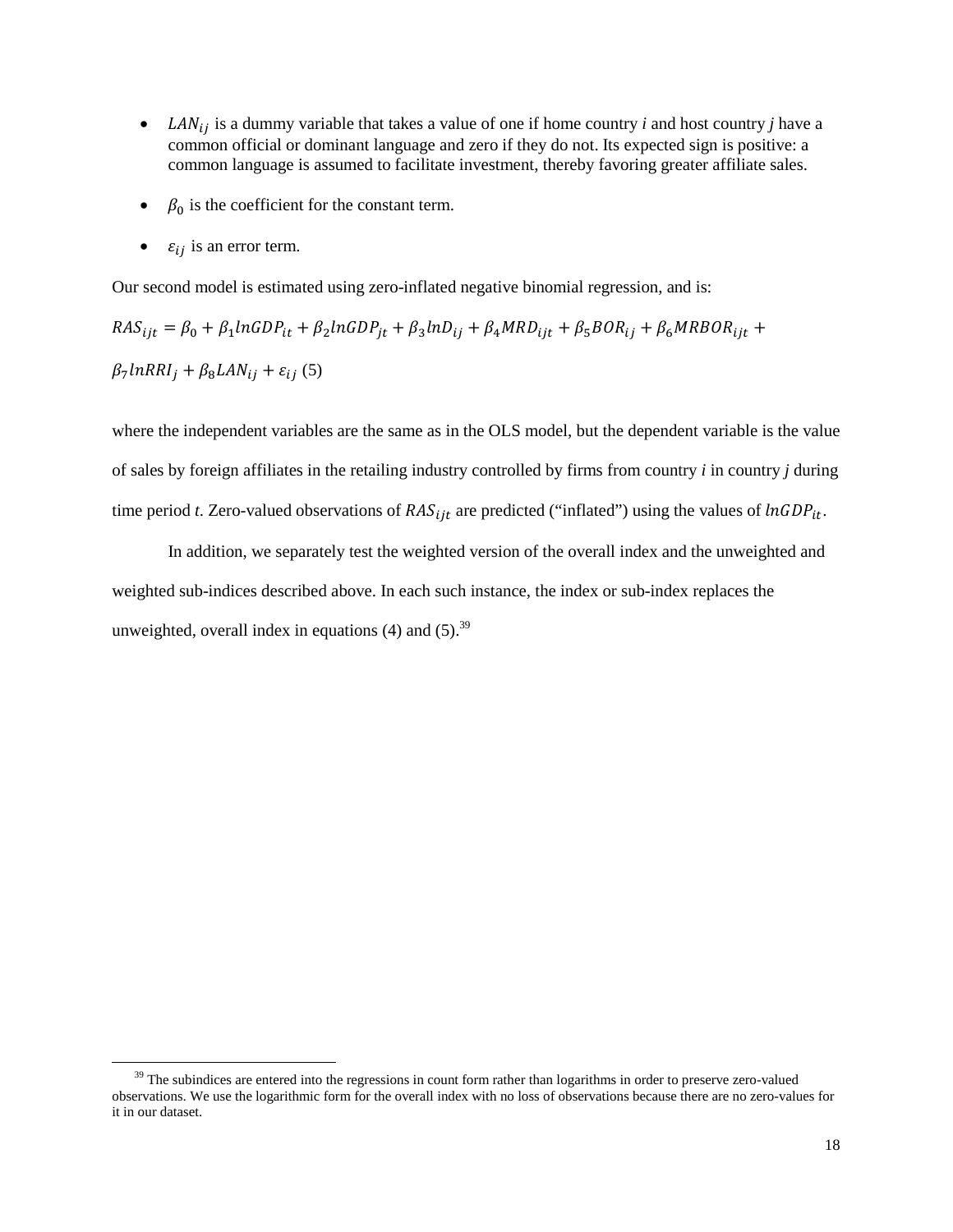- $LAN_{ij}$ is a dummy variable that takes a value of one if home country *i* and host country *j* have a common official or dominant language and zero if they do not. Its expected sign is positive: a common language is assumed to facilitate investment, thereby favoring greater affiliate sales.
- $\beta_0$ is the coefficient for the constant term.
- $\varepsilon_{ij}$ is an error term.

Our second model is estimated using zero-inflated negative binomial regression, and is:

$$RAS_{ijt} = \beta_0 + \beta_1 lnGDP_{it} + \beta_2 lnGDP_{jt} + \beta_3 lnD_{ij} + \beta_4 MRD_{ijt} + \beta_5 BOR_{ij} + \beta_6 MRBOR_{ijt} + \beta_7 lnRRI_j + \beta_8 LAN_{ij} + \varepsilon_{ij} \quad (5)$$

where the independent variables are the same as in the OLS model, but the dependent variable is the value of sales by foreign affiliates in the retailing industry controlled by firms from country *i* in country *j* during time period *t*. Zero-valued observations of $RAS_{ijt}$ are predicted ("inflated") using the values of $lnGDP_{it}$.

In addition, we separately test the weighted version of the overall index and the unweighted and weighted sub-indices described above. In each such instance, the index or sub-index replaces the unweighted, overall index in equations (4) and (5).[39]

[39] The subindices are entered into the regressions in count form rather than logarithms in order to preserve zero-valued observations. We use the logarithmic form for the overall index with no loss of observations because there are no zero-values for it in our dataset.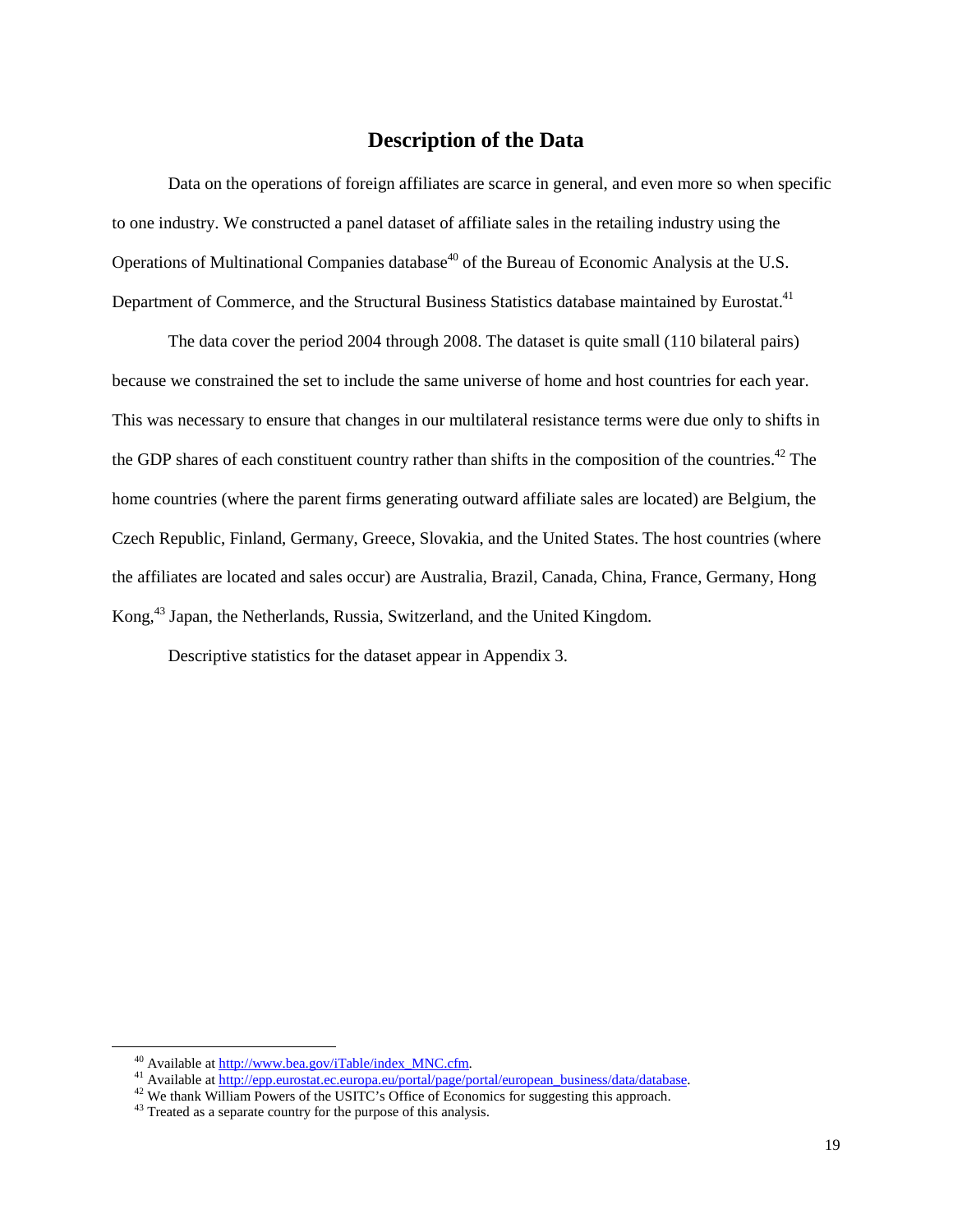## Description of the Data

Data on the operations of foreign affiliates are scarce in general, and even more so when specific to one industry. We constructed a panel dataset of affiliate sales in the retailing industry using the Operations of Multinational Companies database[40] of the Bureau of Economic Analysis at the U.S. Department of Commerce, and the Structural Business Statistics database maintained by Eurostat.[41]

The data cover the period 2004 through 2008. The dataset is quite small (110 bilateral pairs) because we constrained the set to include the same universe of home and host countries for each year. This was necessary to ensure that changes in our multilateral resistance terms were due only to shifts in the GDP shares of each constituent country rather than shifts in the composition of the countries.[42] The home countries (where the parent firms generating outward affiliate sales are located) are Belgium, the Czech Republic, Finland, Germany, Greece, Slovakia, and the United States. The host countries (where the affiliates are located and sales occur) are Australia, Brazil, Canada, China, France, Germany, Hong Kong,[43] Japan, the Netherlands, Russia, Switzerland, and the United Kingdom.

Descriptive statistics for the dataset appear in Appendix 3.

---

[40] Available at http://www.bea.gov/iTable/index_MNC.cfm.

[41] Available at http://epp.eurostat.ec.europa.eu/portal/page/portal/european_business/data/database.

[42] We thank William Powers of the USITC's Office of Economics for suggesting this approach.

[43] Treated as a separate country for the purpose of this analysis.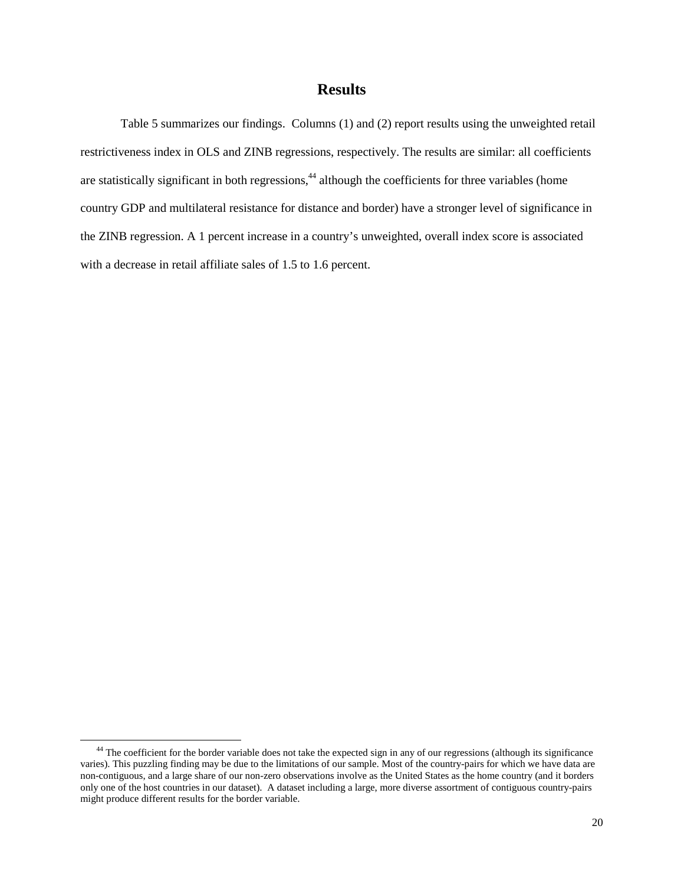## Results

Table 5 summarizes our findings. Columns (1) and (2) report results using the unweighted retail restrictiveness index in OLS and ZINB regressions, respectively. The results are similar: all coefficients are statistically significant in both regressions,[44] although the coefficients for three variables (home country GDP and multilateral resistance for distance and border) have a stronger level of significance in the ZINB regression. A 1 percent increase in a country's unweighted, overall index score is associated with a decrease in retail affiliate sales of 1.5 to 1.6 percent.

[44] The coefficient for the border variable does not take the expected sign in any of our regressions (although its significance varies). This puzzling finding may be due to the limitations of our sample. Most of the country-pairs for which we have data are non-contiguous, and a large share of our non-zero observations involve as the United States as the home country (and it borders only one of the host countries in our dataset). A dataset including a large, more diverse assortment of contiguous country-pairs might produce different results for the border variable.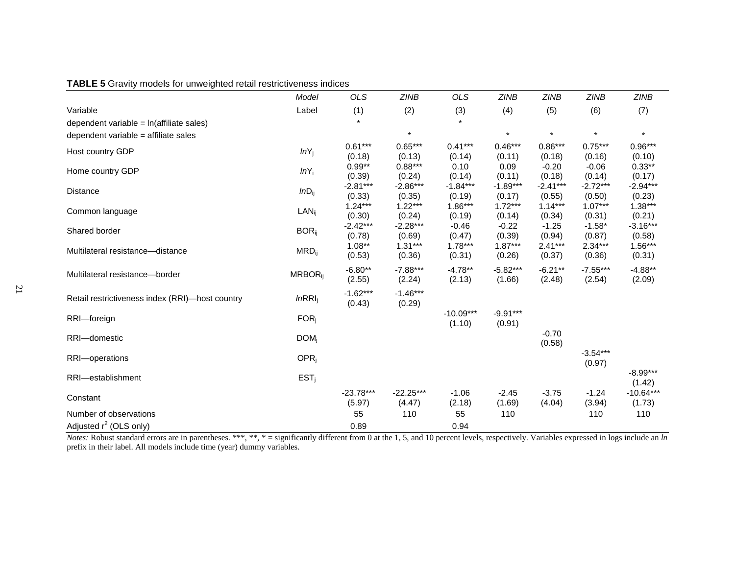**TABLE 5** Gravity models for unweighted retail restrictiveness indices

| Variable | Model / Label | OLS (1) | ZINB (2) | OLS (3) | ZINB (4) | ZINB (5) | ZINB (6) | ZINB (7) |
|---|---|---|---|---|---|---|---|---|
| dependent variable = ln(affiliate sales) | | * | | * | | | | |
| dependent variable = affiliate sales | | | * | | * | * | * | * |
| Host country GDP | $lnY_j$ | 0.61*** (0.18) | 0.65*** (0.13) | 0.41*** (0.14) | 0.46*** (0.11) | 0.86*** (0.18) | 0.75*** (0.16) | 0.96*** (0.10) |
| Home country GDP | $lnY_i$ | 0.99** (0.39) | 0.88*** (0.24) | 0.10 (0.14) | 0.09 (0.11) | -0.20 (0.18) | -0.06 (0.14) | 0.33** (0.17) |
| Distance | $lnD_{ij}$ | -2.81*** (0.33) | -2.86*** (0.35) | -1.84*** (0.19) | -1.89*** (0.17) | -2.41*** (0.55) | -2.72*** (0.50) | -2.94*** (0.23) |
| Common language | $LAN_{ij}$ | 1.24*** (0.30) | 1.22*** (0.24) | 1.86*** (0.19) | 1.72*** (0.14) | 1.14*** (0.34) | 1.07*** (0.31) | 1.38*** (0.21) |
| Shared border | $BOR_{ij}$ | -2.42*** (0.78) | -2.28*** (0.69) | -0.46 (0.47) | -0.22 (0.39) | -1.25 (0.94) | -1.58* (0.87) | -3.16*** (0.58) |
| Multilateral resistance—distance | $MRD_{ij}$ | 1.08** (0.53) | 1.31*** (0.36) | 1.78*** (0.31) | 1.87*** (0.26) | 2.41*** (0.37) | 2.34*** (0.36) | 1.56*** (0.31) |
| Multilateral resistance—border | $MRBOR_{ij}$ | -6.80** (2.55) | -7.88*** (2.24) | -4.78** (2.13) | -5.82*** (1.66) | -6.21** (2.48) | -7.55*** (2.54) | -4.88** (2.09) |
| Retail restrictiveness index (RRI)—host country | $lnRRI_j$ | -1.62*** (0.43) | -1.46*** (0.29) | | | | | |
| RRI—foreign | $FOR_j$ | | | -10.09*** (1.10) | -9.91*** (0.91) | | | |
| RRI—domestic | $DOM_j$ | | | | | -0.70 (0.58) | | |
| RRI—operations | $OPR_j$ | | | | | | -3.54*** (0.97) | |
| RRI—establishment | $EST_j$ | | | | | | | -8.99*** (1.42) |
| Constant | | -23.78*** (5.97) | -22.25*** (4.47) | -1.06 (2.18) | -2.45 (1.69) | -3.75 (4.04) | -1.24 (3.94) | -10.64*** (1.73) |
| Number of observations | | 55 | 110 | 55 | 110 | | 110 | 110 |
| Adjusted $r^2$ (OLS only) | | 0.89 | | 0.94 | | | | |

*Notes:* Robust standard errors are in parentheses. ***, **, * = significantly different from 0 at the 1, 5, and 10 percent levels, respectively. Variables expressed in logs include an *ln* prefix in their label. All models include time (year) dummy variables.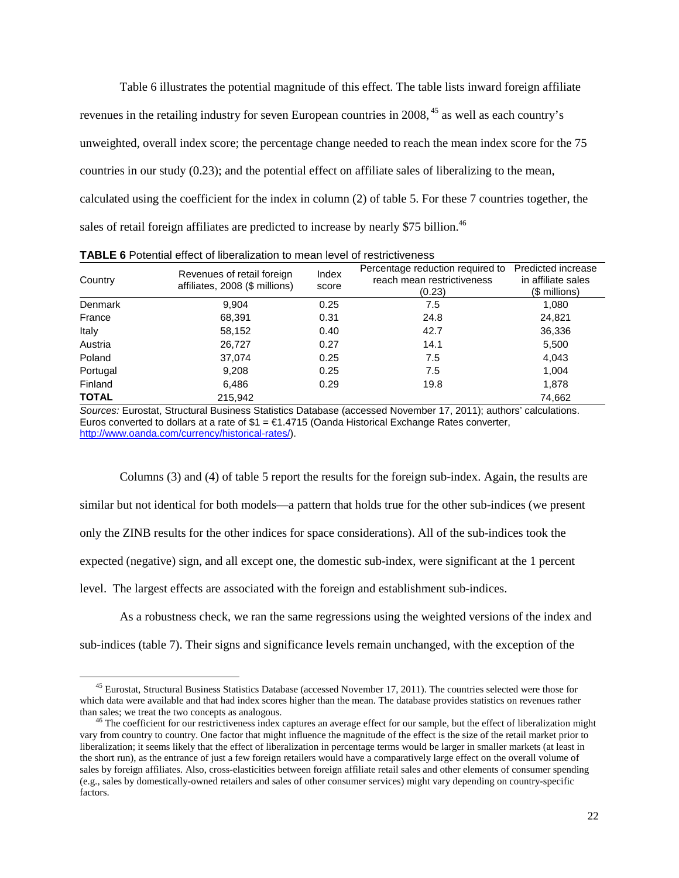Table 6 illustrates the potential magnitude of this effect. The table lists inward foreign affiliate revenues in the retailing industry for seven European countries in 2008,[45] as well as each country's unweighted, overall index score; the percentage change needed to reach the mean index score for the 75 countries in our study (0.23); and the potential effect on affiliate sales of liberalizing to the mean, calculated using the coefficient for the index in column (2) of table 5. For these 7 countries together, the sales of retail foreign affiliates are predicted to increase by nearly $75 billion.[46]

**TABLE 6** Potential effect of liberalization to mean level of restrictiveness

| Country | Revenues of retail foreign affiliates, 2008 ($ millions) | Index score | Percentage reduction required to reach mean restrictiveness (0.23) | Predicted increase in affiliate sales ($ millions) |
|---|---|---|---|---|
| Denmark | 9,904 | 0.25 | 7.5 | 1,080 |
| France | 68,391 | 0.31 | 24.8 | 24,821 |
| Italy | 58,152 | 0.40 | 42.7 | 36,336 |
| Austria | 26,727 | 0.27 | 14.1 | 5,500 |
| Poland | 37,074 | 0.25 | 7.5 | 4,043 |
| Portugal | 9,208 | 0.25 | 7.5 | 1,004 |
| Finland | 6,486 | 0.29 | 19.8 | 1,878 |
| **TOTAL** | 215,942 | | | 74,662 |

*Sources:* Eurostat, Structural Business Statistics Database (accessed November 17, 2011); authors' calculations. Euros converted to dollars at a rate of $1 = €1.4715 (Oanda Historical Exchange Rates converter, http://www.oanda.com/currency/historical-rates/).

Columns (3) and (4) of table 5 report the results for the foreign sub-index. Again, the results are similar but not identical for both models—a pattern that holds true for the other sub-indices (we present only the ZINB results for the other indices for space considerations). All of the sub-indices took the expected (negative) sign, and all except one, the domestic sub-index, were significant at the 1 percent level. The largest effects are associated with the foreign and establishment sub-indices.

As a robustness check, we ran the same regressions using the weighted versions of the index and sub-indices (table 7). Their signs and significance levels remain unchanged, with the exception of the

[45] Eurostat, Structural Business Statistics Database (accessed November 17, 2011). The countries selected were those for which data were available and that had index scores higher than the mean. The database provides statistics on revenues rather than sales; we treat the two concepts as analogous.

[46] The coefficient for our restrictiveness index captures an average effect for our sample, but the effect of liberalization might vary from country to country. One factor that might influence the magnitude of the effect is the size of the retail market prior to liberalization; it seems likely that the effect of liberalization in percentage terms would be larger in smaller markets (at least in the short run), as the entrance of just a few foreign retailers would have a comparatively large effect on the overall volume of sales by foreign affiliates. Also, cross-elasticities between foreign affiliate retail sales and other elements of consumer spending (e.g., sales by domestically-owned retailers and sales of other consumer services) might vary depending on country-specific factors.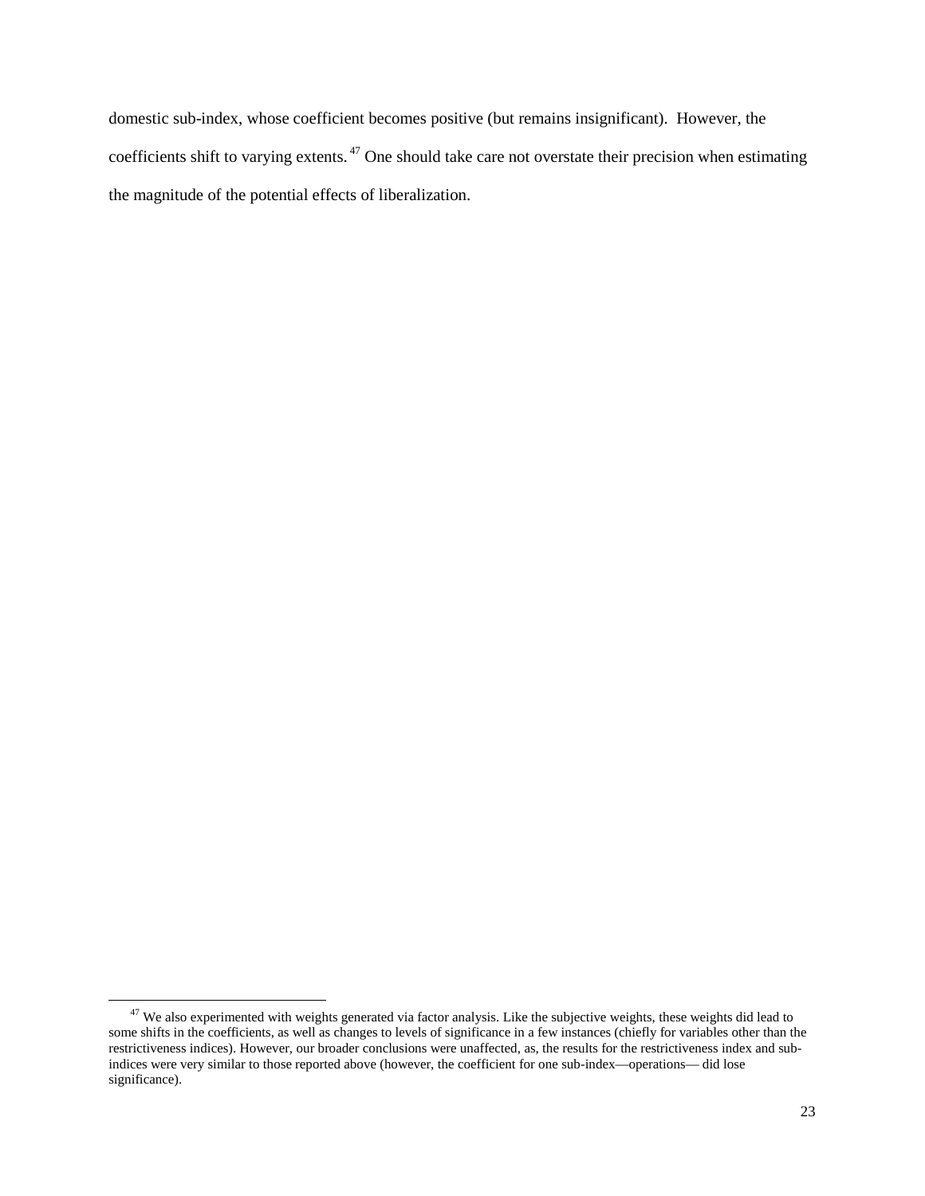domestic sub-index, whose coefficient becomes positive (but remains insignificant). However, the coefficients shift to varying extents.[47] One should take care not overstate their precision when estimating the magnitude of the potential effects of liberalization.

---

[47] We also experimented with weights generated via factor analysis. Like the subjective weights, these weights did lead to some shifts in the coefficients, as well as changes to levels of significance in a few instances (chiefly for variables other than the restrictiveness indices). However, our broader conclusions were unaffected, as, the results for the restrictiveness index and sub-indices were very similar to those reported above (however, the coefficient for one sub-index—operations— did lose significance).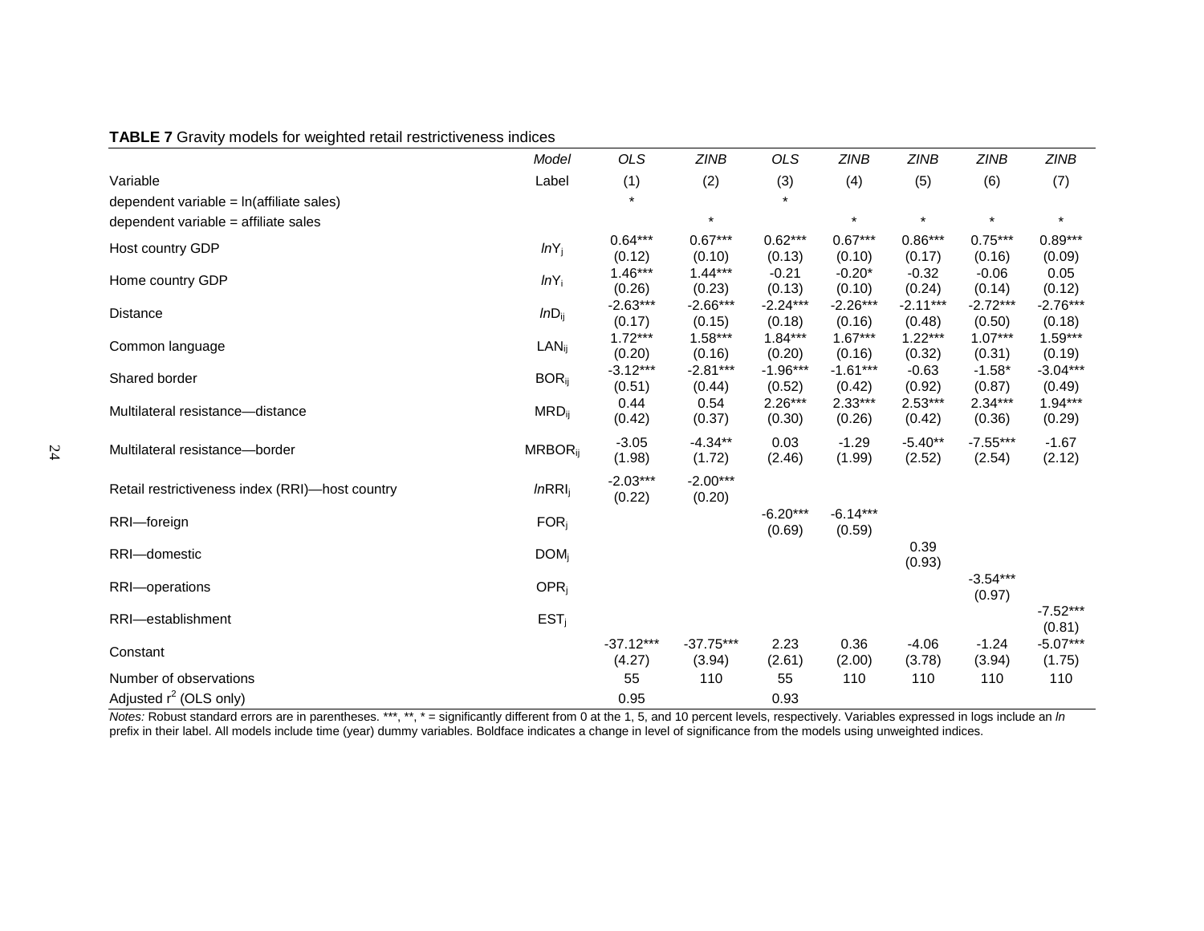**TABLE 7** Gravity models for weighted retail restrictiveness indices

| Variable | Model Label | OLS (1) | ZINB (2) | OLS (3) | ZINB (4) | ZINB (5) | ZINB (6) | ZINB (7) |
|---|---|---|---|---|---|---|---|---|
| dependent variable = ln(affiliate sales) | | * | | * | | | | |
| dependent variable = affiliate sales | | | * | | * | * | * | * |
| Host country GDP | $ln\text{Y}_j$ | 0.64*** (0.12) | 0.67*** (0.10) | 0.62*** (0.13) | 0.67*** (0.10) | 0.86*** (0.17) | 0.75*** (0.16) | 0.89*** (0.09) |
| Home country GDP | $ln\text{Y}_i$ | 1.46*** (0.26) | 1.44*** (0.23) | -0.21 (0.13) | -0.20* (0.10) | -0.32 (0.24) | -0.06 (0.14) | 0.05 (0.12) |
| Distance | $ln\text{D}_{ij}$ | -2.63*** (0.17) | -2.66*** (0.15) | -2.24*** (0.18) | -2.26*** (0.16) | -2.11*** (0.48) | -2.72*** (0.50) | -2.76*** (0.18) |
| Common language | $\text{LAN}_{ij}$ | 1.72*** (0.20) | 1.58*** (0.16) | 1.84*** (0.20) | 1.67*** (0.16) | 1.22*** (0.32) | 1.07*** (0.31) | 1.59*** (0.19) |
| Shared border | $\text{BOR}_{ij}$ | -3.12*** (0.51) | -2.81*** (0.44) | -1.96*** (0.52) | -1.61*** (0.42) | -0.63 (0.92) | -1.58* (0.87) | -3.04*** (0.49) |
| Multilateral resistance—distance | $\text{MRD}_{ij}$ | 0.44 (0.42) | 0.54 (0.37) | 2.26*** (0.30) | 2.33*** (0.26) | 2.53*** (0.42) | 2.34*** (0.36) | 1.94*** (0.29) |
| Multilateral resistance—border | $\text{MRBOR}_{ij}$ | -3.05 (1.98) | -4.34** (1.72) | 0.03 (2.46) | -1.29 (1.99) | -5.40** (2.52) | -7.55*** (2.54) | -1.67 (2.12) |
| Retail restrictiveness index (RRI)—host country | $ln\text{RRI}_j$ | -2.03*** (0.22) | -2.00*** (0.20) | | | | | |
| RRI—foreign | $\text{FOR}_j$ | | | -6.20*** (0.69) | -6.14*** (0.59) | | | |
| RRI—domestic | $\text{DOM}_j$ | | | | | 0.39 (0.93) | | |
| RRI—operations | $\text{OPR}_j$ | | | | | | -3.54*** (0.97) | |
| RRI—establishment | $\text{EST}_j$ | | | | | | | -7.52*** (0.81) |
| Constant | | -37.12*** (4.27) | -37.75*** (3.94) | 2.23 (2.61) | 0.36 (2.00) | -4.06 (3.78) | -1.24 (3.94) | -5.07*** (1.75) |
| Number of observations | | 55 | 110 | 55 | 110 | 110 | 110 | 110 |
| Adjusted $r^2$ (OLS only) | | 0.95 | | 0.93 | | | | |

*Notes:* Robust standard errors are in parentheses. ***, **, * = significantly different from 0 at the 1, 5, and 10 percent levels, respectively. Variables expressed in logs include an *ln* prefix in their label. All models include time (year) dummy variables. Boldface indicates a change in level of significance from the models using unweighted indices.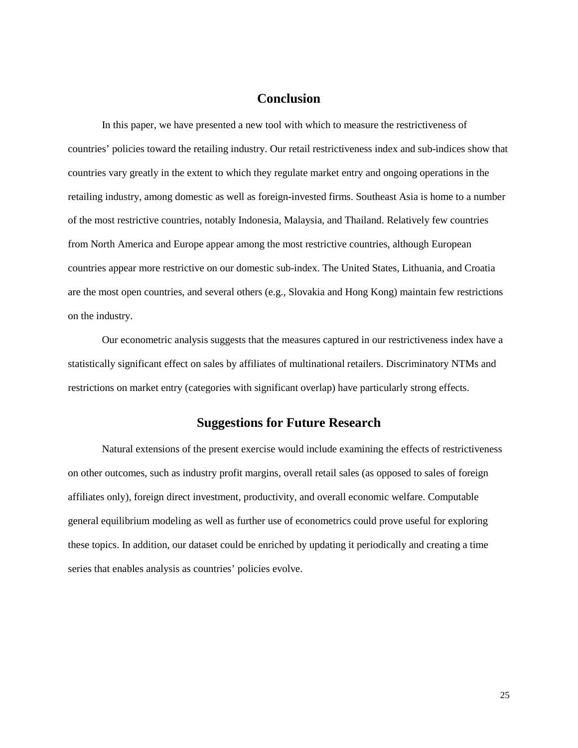# Conclusion

In this paper, we have presented a new tool with which to measure the restrictiveness of countries' policies toward the retailing industry. Our retail restrictiveness index and sub-indices show that countries vary greatly in the extent to which they regulate market entry and ongoing operations in the retailing industry, among domestic as well as foreign-invested firms. Southeast Asia is home to a number of the most restrictive countries, notably Indonesia, Malaysia, and Thailand. Relatively few countries from North America and Europe appear among the most restrictive countries, although European countries appear more restrictive on our domestic sub-index. The United States, Lithuania, and Croatia are the most open countries, and several others (e.g., Slovakia and Hong Kong) maintain few restrictions on the industry.

Our econometric analysis suggests that the measures captured in our restrictiveness index have a statistically significant effect on sales by affiliates of multinational retailers. Discriminatory NTMs and restrictions on market entry (categories with significant overlap) have particularly strong effects.

# Suggestions for Future Research

Natural extensions of the present exercise would include examining the effects of restrictiveness on other outcomes, such as industry profit margins, overall retail sales (as opposed to sales of foreign affiliates only), foreign direct investment, productivity, and overall economic welfare. Computable general equilibrium modeling as well as further use of econometrics could prove useful for exploring these topics. In addition, our dataset could be enriched by updating it periodically and creating a time series that enables analysis as countries' policies evolve.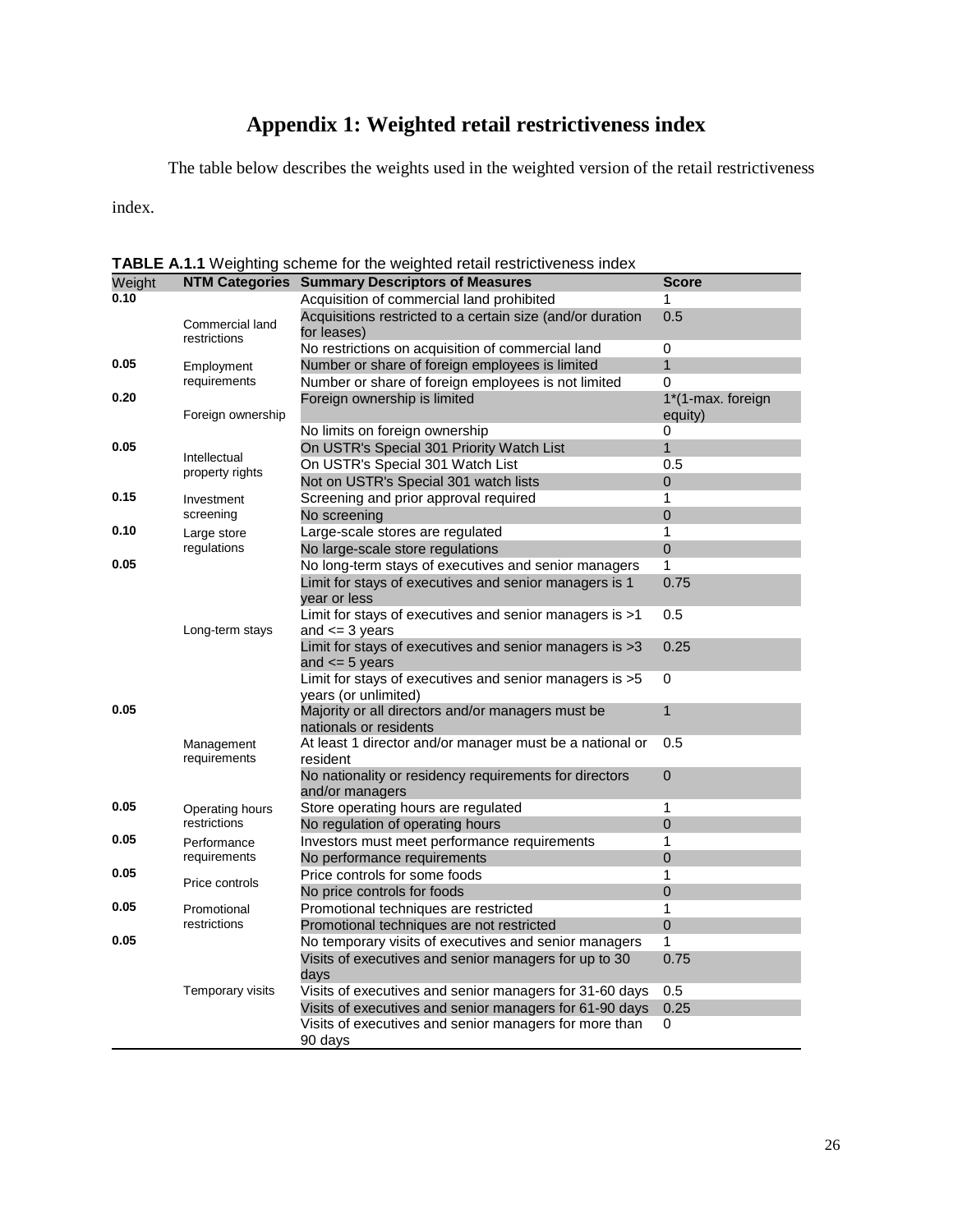# Appendix 1: Weighted retail restrictiveness index

The table below describes the weights used in the weighted version of the retail restrictiveness index.

**TABLE A.1.1** Weighting scheme for the weighted retail restrictiveness index

| Weight | NTM Categories | Summary Descriptors of Measures | Score |
|---|---|---|---|
| 0.10 | Commercial land restrictions | Acquisition of commercial land prohibited | 1 |
| | | Acquisitions restricted to a certain size (and/or duration for leases) | 0.5 |
| | | No restrictions on acquisition of commercial land | 0 |
| 0.05 | Employment requirements | Number or share of foreign employees is limited | 1 |
| | | Number or share of foreign employees is not limited | 0 |
| 0.20 | Foreign ownership | Foreign ownership is limited | 1*(1-max. foreign equity) |
| | | No limits on foreign ownership | 0 |
| 0.05 | Intellectual property rights | On USTR's Special 301 Priority Watch List | 1 |
| | | On USTR's Special 301 Watch List | 0.5 |
| | | Not on USTR's Special 301 watch lists | 0 |
| 0.15 | Investment screening | Screening and prior approval required | 1 |
| | | No screening | 0 |
| 0.10 | Large store regulations | Large-scale stores are regulated | 1 |
| | | No large-scale store regulations | 0 |
| 0.05 | Long-term stays | No long-term stays of executives and senior managers | 1 |
| | | Limit for stays of executives and senior managers is 1 year or less | 0.75 |
| | | Limit for stays of executives and senior managers is >1 and <= 3 years | 0.5 |
| | | Limit for stays of executives and senior managers is >3 and <= 5 years | 0.25 |
| | | Limit for stays of executives and senior managers is >5 years (or unlimited) | 0 |
| 0.05 | Management requirements | Majority or all directors and/or managers must be nationals or residents | 1 |
| | | At least 1 director and/or manager must be a national or resident | 0.5 |
| | | No nationality or residency requirements for directors and/or managers | 0 |
| 0.05 | Operating hours restrictions | Store operating hours are regulated | 1 |
| | | No regulation of operating hours | 0 |
| 0.05 | Performance requirements | Investors must meet performance requirements | 1 |
| | | No performance requirements | 0 |
| 0.05 | Price controls | Price controls for some foods | 1 |
| | | No price controls for foods | 0 |
| 0.05 | Promotional restrictions | Promotional techniques are restricted | 1 |
| | | Promotional techniques are not restricted | 0 |
| 0.05 | Temporary visits | No temporary visits of executives and senior managers | 1 |
| | | Visits of executives and senior managers for up to 30 days | 0.75 |
| | | Visits of executives and senior managers for 31-60 days | 0.5 |
| | | Visits of executives and senior managers for 61-90 days | 0.25 |
| | | Visits of executives and senior managers for more than 90 days | 0 |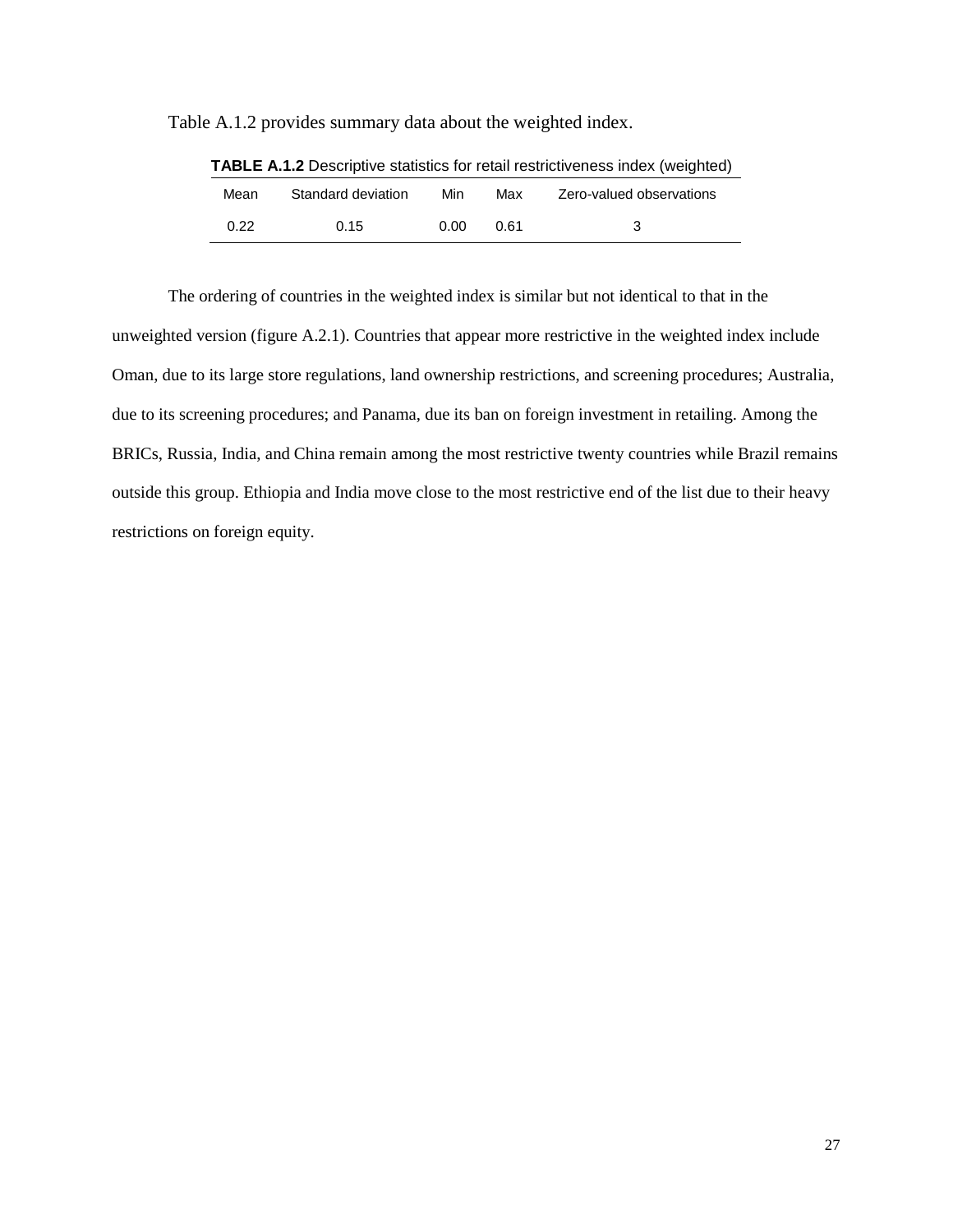Table A.1.2 provides summary data about the weighted index.

**TABLE A.1.2** Descriptive statistics for retail restrictiveness index (weighted)

| Mean | Standard deviation | Min | Max | Zero-valued observations |
|---|---|---|---|---|
| 0.22 | 0.15 | 0.00 | 0.61 | 3 |

The ordering of countries in the weighted index is similar but not identical to that in the unweighted version (figure A.2.1). Countries that appear more restrictive in the weighted index include Oman, due to its large store regulations, land ownership restrictions, and screening procedures; Australia, due to its screening procedures; and Panama, due its ban on foreign investment in retailing. Among the BRICs, Russia, India, and China remain among the most restrictive twenty countries while Brazil remains outside this group. Ethiopia and India move close to the most restrictive end of the list due to their heavy restrictions on foreign equity.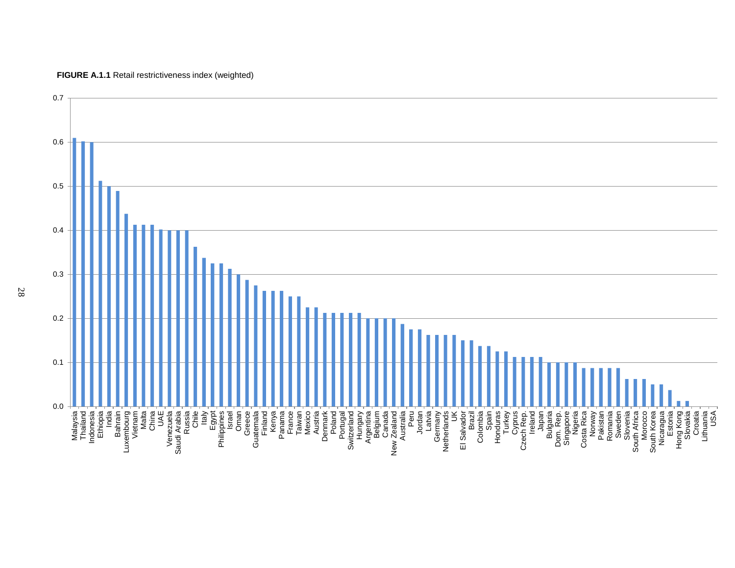**FIGURE A.1.1** Retail restrictiveness index (weighted)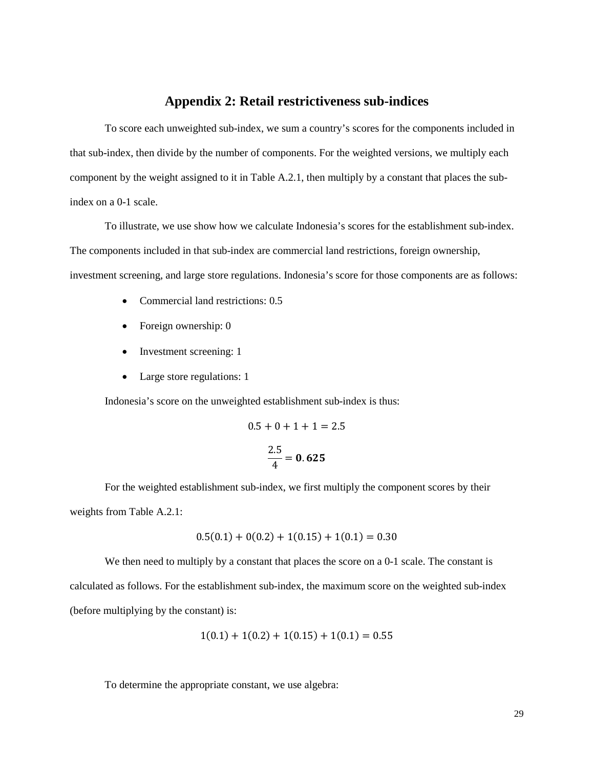## Appendix 2: Retail restrictiveness sub-indices

To score each unweighted sub-index, we sum a country's scores for the components included in that sub-index, then divide by the number of components. For the weighted versions, we multiply each component by the weight assigned to it in Table A.2.1, then multiply by a constant that places the sub-index on a 0-1 scale.

To illustrate, we use show how we calculate Indonesia's scores for the establishment sub-index. The components included in that sub-index are commercial land restrictions, foreign ownership, investment screening, and large store regulations. Indonesia's score for those components are as follows:

- Commercial land restrictions: 0.5
- Foreign ownership: 0
- Investment screening: 1
- Large store regulations: 1

Indonesia's score on the unweighted establishment sub-index is thus:

$$0.5 + 0 + 1 + 1 = 2.5$$

$$\frac{2.5}{4} = \mathbf{0.625}$$

For the weighted establishment sub-index, we first multiply the component scores by their weights from Table A.2.1:

$$0.5(0.1) + 0(0.2) + 1(0.15) + 1(0.1) = 0.30$$

We then need to multiply by a constant that places the score on a 0-1 scale. The constant is calculated as follows. For the establishment sub-index, the maximum score on the weighted sub-index (before multiplying by the constant) is:

$$1(0.1) + 1(0.2) + 1(0.15) + 1(0.1) = 0.55$$

To determine the appropriate constant, we use algebra: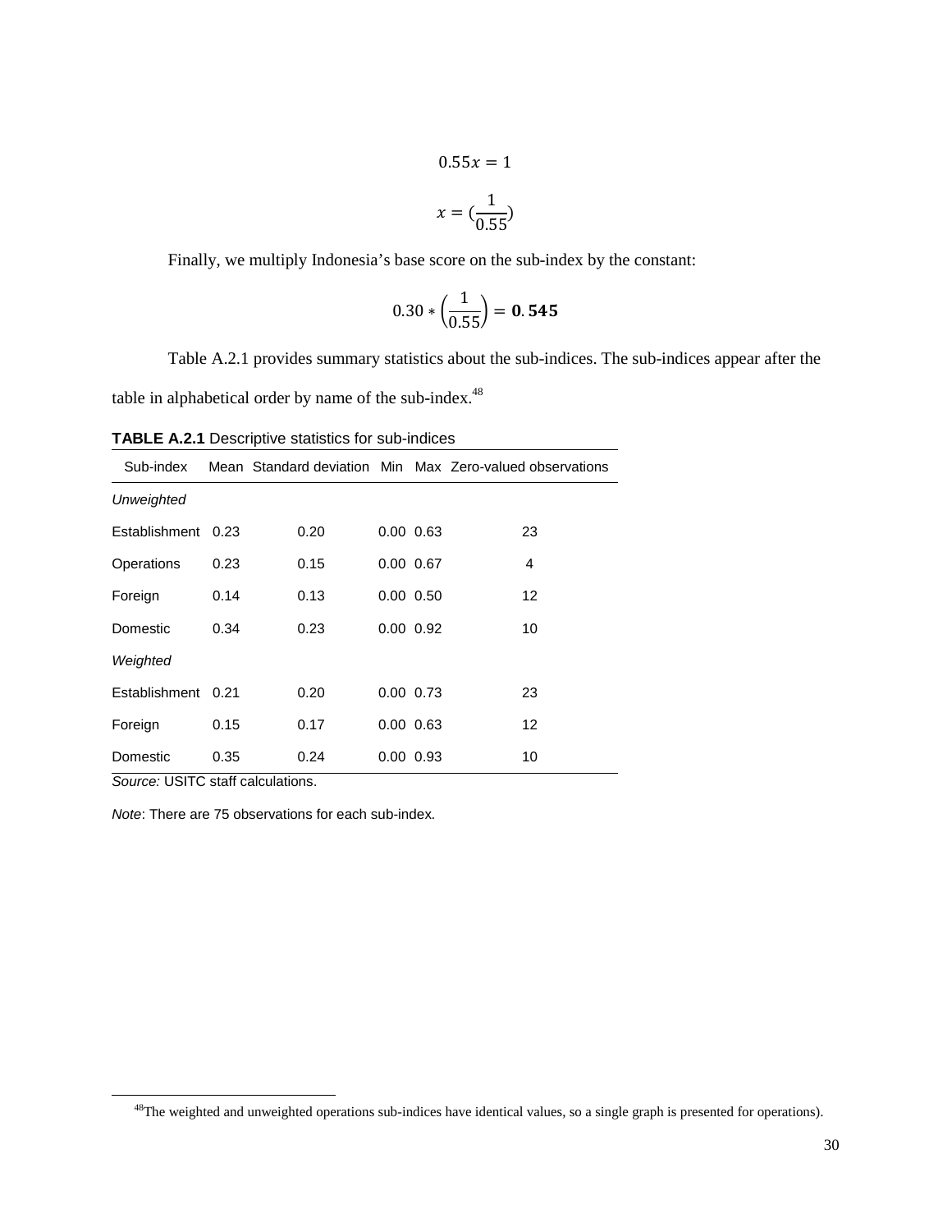$$0.55x = 1$$

$$x = (\frac{1}{0.55})$$

Finally, we multiply Indonesia's base score on the sub-index by the constant:

$$0.30 * \left(\frac{1}{0.55}\right) = \mathbf{0.545}$$

Table A.2.1 provides summary statistics about the sub-indices. The sub-indices appear after the table in alphabetical order by name of the sub-index.[48]

**TABLE A.2.1** Descriptive statistics for sub-indices

| Sub-index | Mean | Standard deviation | Min | Max | Zero-valued observations |
|---|---|---|---|---|---|
| *Unweighted* | | | | | |
| Establishment | 0.23 | 0.20 | 0.00 | 0.63 | 23 |
| Operations | 0.23 | 0.15 | 0.00 | 0.67 | 4 |
| Foreign | 0.14 | 0.13 | 0.00 | 0.50 | 12 |
| Domestic | 0.34 | 0.23 | 0.00 | 0.92 | 10 |
| *Weighted* | | | | | |
| Establishment | 0.21 | 0.20 | 0.00 | 0.73 | 23 |
| Foreign | 0.15 | 0.17 | 0.00 | 0.63 | 12 |
| Domestic | 0.35 | 0.24 | 0.00 | 0.93 | 10 |

*Source:* USITC staff calculations.

*Note*: There are 75 observations for each sub-index.

[48]The weighted and unweighted operations sub-indices have identical values, so a single graph is presented for operations).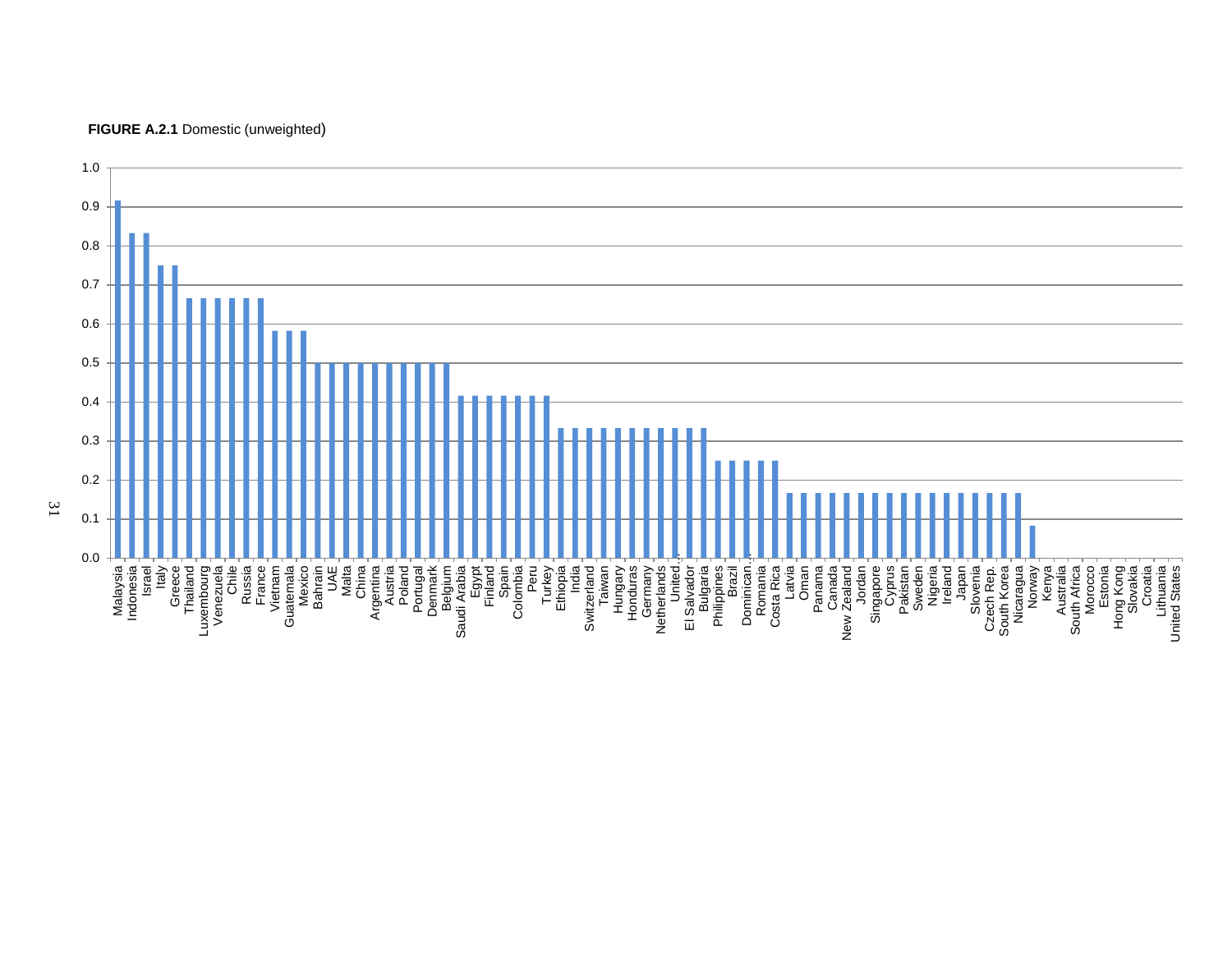**FIGURE A.2.1** Domestic (unweighted)

| Country | Value |
|---|---|
| Malaysia | 0.917 |
| Indonesia | 0.833 |
| Israel | 0.833 |
| Italy | 0.75 |
| Greece | 0.75 |
| Thailand | 0.667 |
| Luxembourg | 0.667 |
| Venezuela | 0.667 |
| Chile | 0.667 |
| Russia | 0.667 |
| France | 0.667 |
| Vietnam | 0.583 |
| Guatemala | 0.583 |
| Mexico | 0.583 |
| Bahrain | 0.5 |
| UAE | 0.5 |
| Malta | 0.5 |
| China | 0.5 |
| Argentina | 0.5 |
| Austria | 0.5 |
| Poland | 0.5 |
| Portugal | 0.5 |
| Denmark | 0.5 |
| Belgium | 0.5 |
| Saudi Arabia | 0.417 |
| Egypt | 0.417 |
| Finland | 0.417 |
| Spain | 0.417 |
| Colombia | 0.417 |
| Peru | 0.417 |
| Turkey | 0.417 |
| Ethiopia | 0.333 |
| India | 0.333 |
| Switzerland | 0.333 |
| Taiwan | 0.333 |
| Hungary | 0.333 |
| Honduras | 0.333 |
| Germany | 0.333 |
| Netherlands | 0.333 |
| United… | 0.333 |
| El Salvador | 0.333 |
| Bulgaria | 0.333 |
| Philippines | 0.25 |
| Brazil | 0.25 |
| Dominican… | 0.25 |
| Romania | 0.25 |
| Costa Rica | 0.25 |
| Latvia | 0.167 |
| Oman | 0.167 |
| Panama | 0.167 |
| Canada | 0.167 |
| New Zealand | 0.167 |
| Jordan | 0.167 |
| Singapore | 0.167 |
| Cyprus | 0.167 |
| Pakistan | 0.167 |
| Sweden | 0.167 |
| Nigeria | 0.167 |
| Ireland | 0.167 |
| Japan | 0.167 |
| Slovenia | 0.167 |
| Czech Rep. | 0.167 |
| South Korea | 0.167 |
| Nicaragua | 0.167 |
| Norway | 0.083 |
| Kenya | 0.0 |
| Australia | 0.0 |
| South Africa | 0.0 |
| Morocco | 0.0 |
| Estonia | 0.0 |
| Hong Kong | 0.0 |
| Slovakia | 0.0 |
| Croatia | 0.0 |
| Lithuania | 0.0 |
| United States | 0.0 |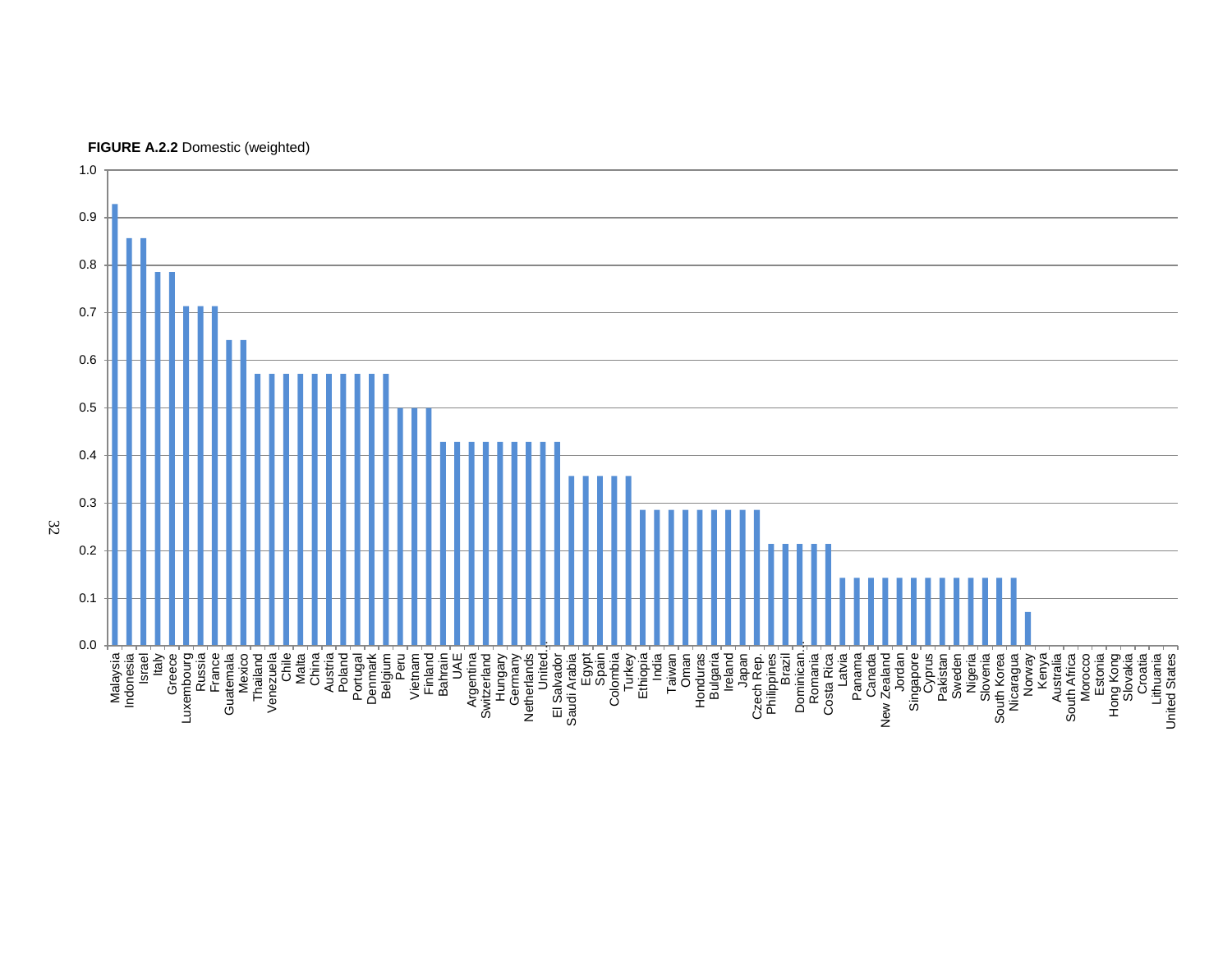**FIGURE A.2.2** Domestic (weighted)

| Country | Value |
|---|---|
| Malaysia | 0.93 |
| Indonesia | 0.86 |
| Israel | 0.86 |
| Italy | 0.79 |
| Greece | 0.79 |
| Luxembourg | 0.71 |
| Russia | 0.71 |
| France | 0.71 |
| Guatemala | 0.64 |
| Mexico | 0.64 |
| Thailand | 0.57 |
| Venezuela | 0.57 |
| Chile | 0.57 |
| Malta | 0.57 |
| China | 0.57 |
| Austria | 0.57 |
| Poland | 0.57 |
| Portugal | 0.57 |
| Denmark | 0.57 |
| Belgium | 0.57 |
| Peru | 0.50 |
| Vietnam | 0.50 |
| Finland | 0.50 |
| Bahrain | 0.43 |
| UAE | 0.43 |
| Argentina | 0.43 |
| Switzerland | 0.43 |
| Hungary | 0.43 |
| Germany | 0.43 |
| Netherlands | 0.43 |
| United… | 0.43 |
| El Salvador | 0.43 |
| Saudi Arabia | 0.36 |
| Egypt | 0.36 |
| Spain | 0.36 |
| Colombia | 0.36 |
| Turkey | 0.36 |
| Ethiopia | 0.29 |
| India | 0.29 |
| Taiwan | 0.29 |
| Oman | 0.29 |
| Honduras | 0.29 |
| Bulgaria | 0.29 |
| Ireland | 0.29 |
| Japan | 0.29 |
| Czech Rep. | 0.29 |
| Philippines | 0.21 |
| Brazil | 0.21 |
| Dominican… | 0.21 |
| Romania | 0.21 |
| Costa Rica | 0.21 |
| Latvia | 0.14 |
| Panama | 0.14 |
| Canada | 0.14 |
| New Zealand | 0.14 |
| Jordan | 0.14 |
| Singapore | 0.14 |
| Cyprus | 0.14 |
| Pakistan | 0.14 |
| Sweden | 0.14 |
| Nigeria | 0.14 |
| Slovenia | 0.14 |
| South Korea | 0.14 |
| Nicaragua | 0.14 |
| Norway | 0.07 |
| Kenya | 0.0 |
| Australia | 0.0 |
| South Africa | 0.0 |
| Morocco | 0.0 |
| Estonia | 0.0 |
| Hong Kong | 0.0 |
| Slovakia | 0.0 |
| Croatia | 0.0 |
| Lithuania | 0.0 |
| United States | 0.0 |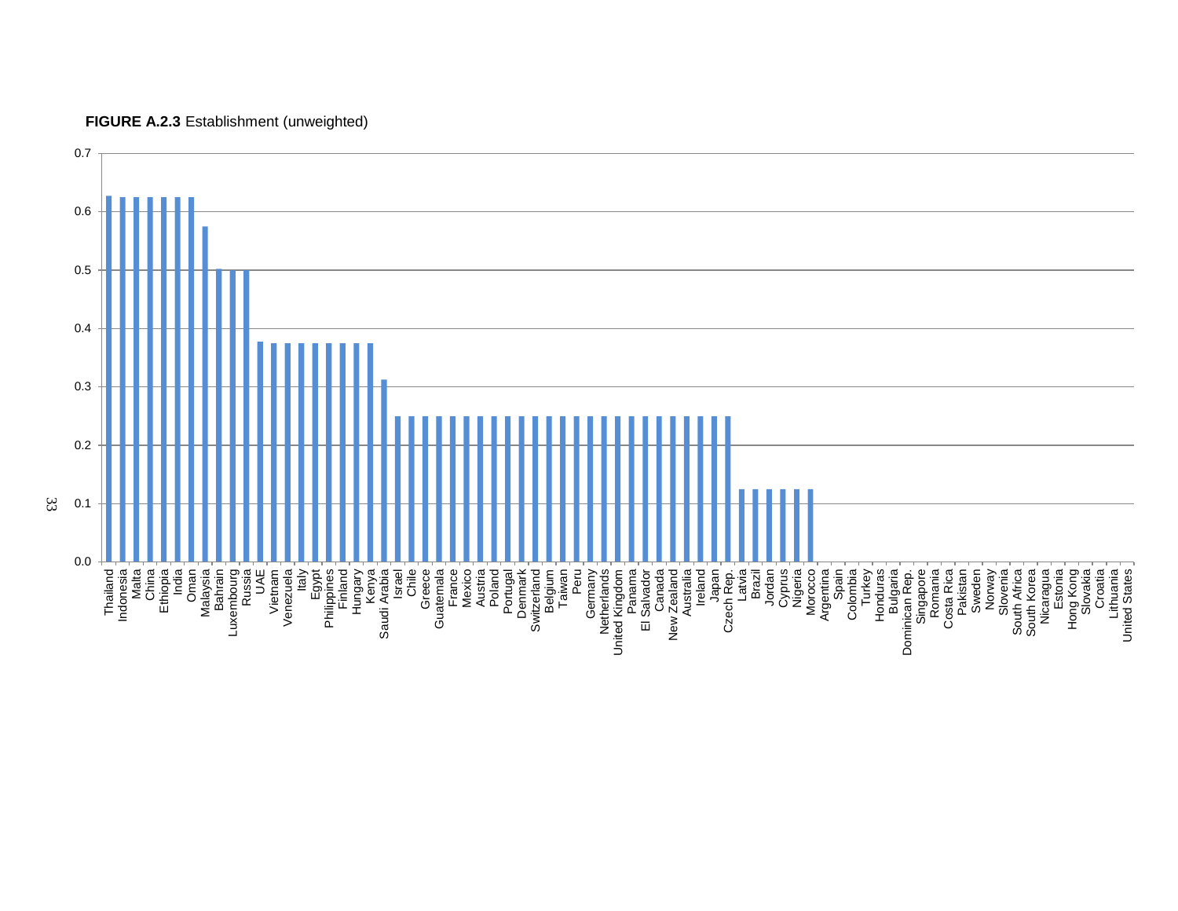**FIGURE A.2.3** Establishment (unweighted)

| Country | Value |
|---|---|
| Thailand | 0.63 |
| Indonesia | 0.625 |
| Malta | 0.625 |
| China | 0.625 |
| Ethiopia | 0.625 |
| India | 0.625 |
| Oman | 0.625 |
| Malaysia | 0.575 |
| Bahrain | 0.50 |
| Luxembourg | 0.50 |
| Russia | 0.50 |
| UAE | 0.38 |
| Vietnam | 0.375 |
| Venezuela | 0.375 |
| Italy | 0.375 |
| Egypt | 0.375 |
| Philippines | 0.375 |
| Finland | 0.375 |
| Hungary | 0.375 |
| Kenya | 0.375 |
| Saudi Arabia | 0.31 |
| Israel | 0.25 |
| Chile | 0.25 |
| Greece | 0.25 |
| Guatemala | 0.25 |
| France | 0.25 |
| Mexico | 0.25 |
| Austria | 0.25 |
| Poland | 0.25 |
| Portugal | 0.25 |
| Denmark | 0.25 |
| Switzerland | 0.25 |
| Belgium | 0.25 |
| Taiwan | 0.25 |
| Peru | 0.25 |
| Germany | 0.25 |
| Netherlands | 0.25 |
| United Kingdom | 0.25 |
| Panama | 0.25 |
| El Salvador | 0.25 |
| Canada | 0.25 |
| New Zealand | 0.25 |
| Australia | 0.25 |
| Ireland | 0.25 |
| Japan | 0.25 |
| Czech Rep. | 0.25 |
| Latvia | 0.125 |
| Brazil | 0.125 |
| Jordan | 0.125 |
| Cyprus | 0.125 |
| Nigeria | 0.125 |
| Morocco | 0.125 |
| Argentina | 0.0 |
| Spain | 0.0 |
| Colombia | 0.0 |
| Turkey | 0.0 |
| Honduras | 0.0 |
| Bulgaria | 0.0 |
| Dominican Rep. | 0.0 |
| Singapore | 0.0 |
| Romania | 0.0 |
| Costa Rica | 0.0 |
| Pakistan | 0.0 |
| Sweden | 0.0 |
| Norway | 0.0 |
| Slovenia | 0.0 |
| South Africa | 0.0 |
| South Korea | 0.0 |
| Nicaragua | 0.0 |
| Estonia | 0.0 |
| Hong Kong | 0.0 |
| Slovakia | 0.0 |
| Croatia | 0.0 |
| Lithuania | 0.0 |
| United States | 0.0 |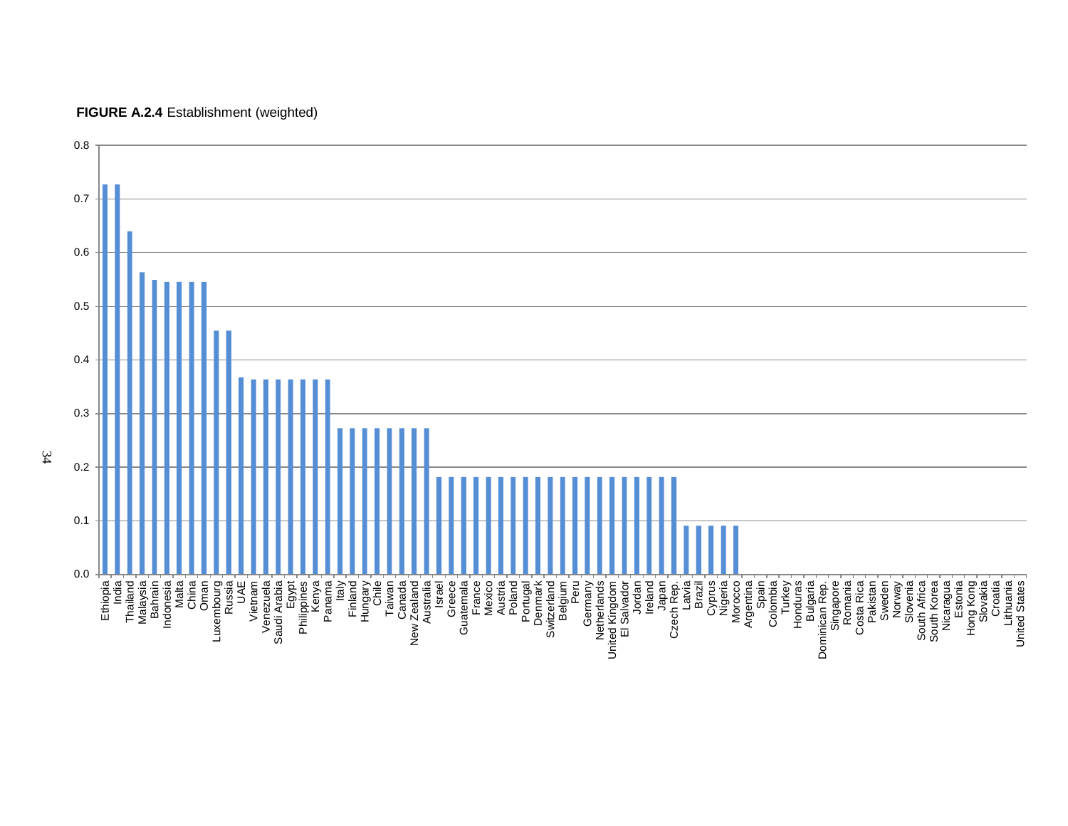**FIGURE A.2.4** Establishment (weighted)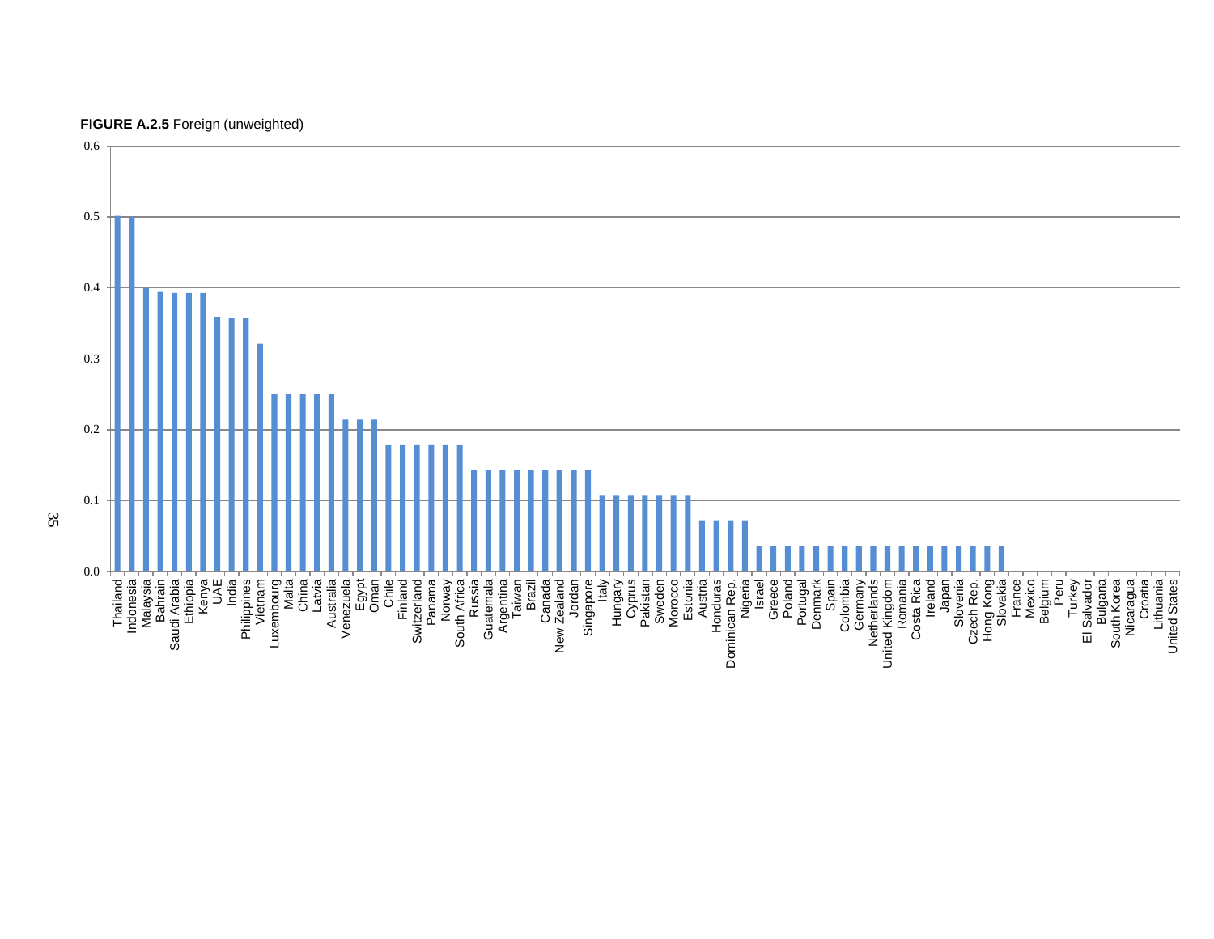**FIGURE A.2.5** Foreign (unweighted)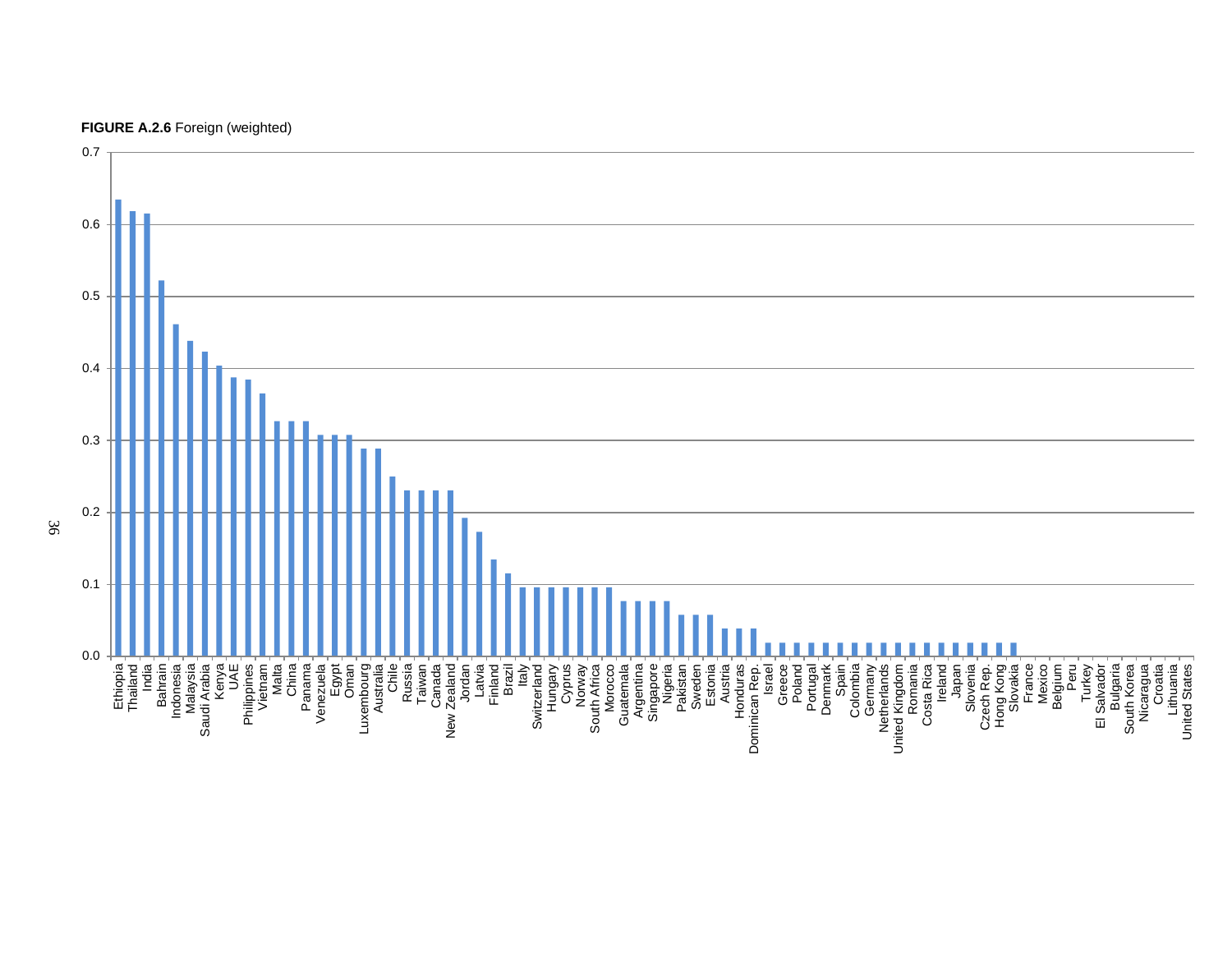**FIGURE A.2.6** Foreign (weighted)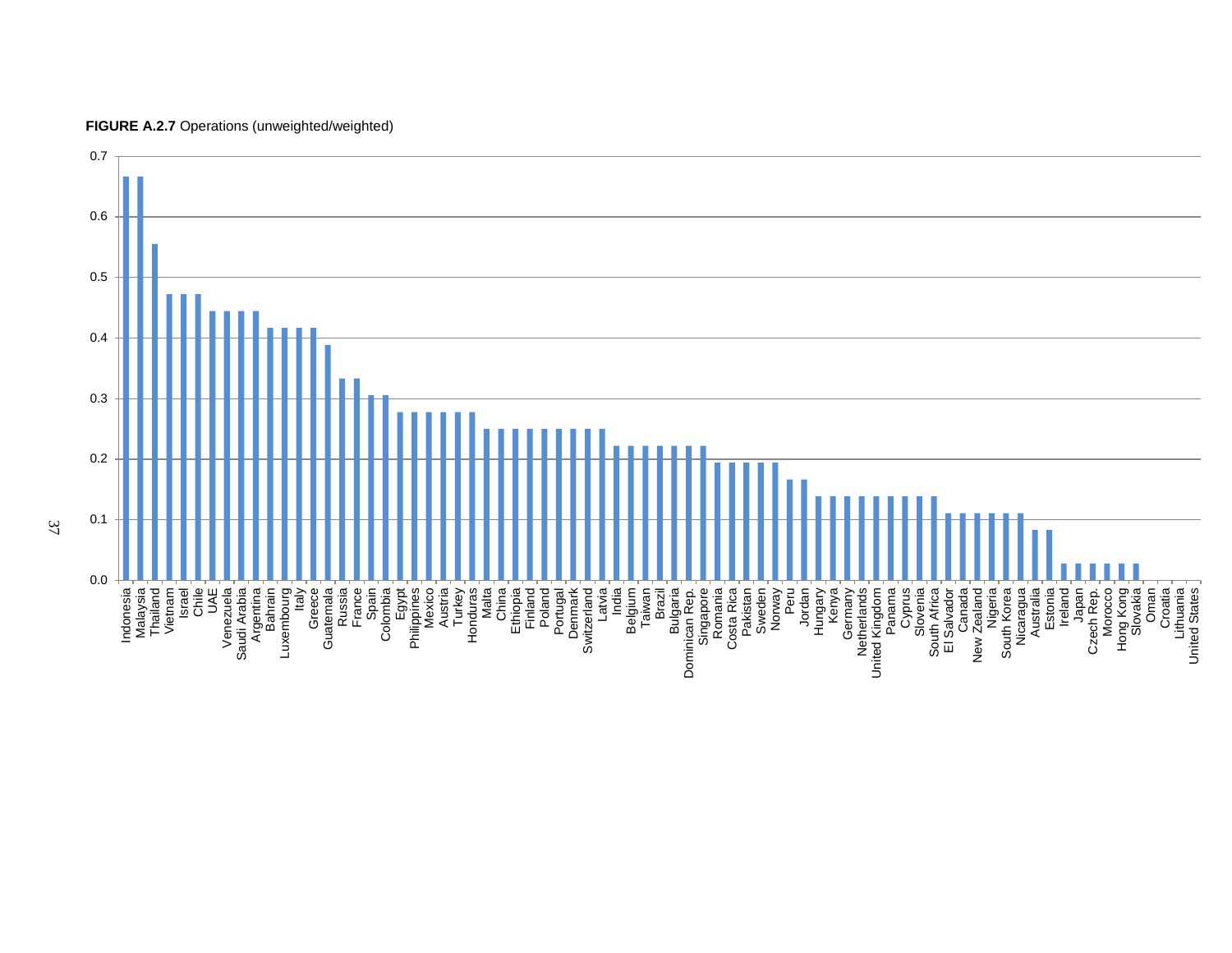**FIGURE A.2.7** Operations (unweighted/weighted)

| Country | Value |
|---|---|
| Indonesia | 0.667 |
| Malaysia | 0.667 |
| Thailand | 0.556 |
| Vietnam | 0.472 |
| Israel | 0.472 |
| Chile | 0.472 |
| UAE | 0.444 |
| Venezuela | 0.444 |
| Saudi Arabia | 0.444 |
| Argentina | 0.444 |
| Bahrain | 0.417 |
| Luxembourg | 0.417 |
| Italy | 0.417 |
| Greece | 0.417 |
| Guatemala | 0.389 |
| Russia | 0.333 |
| France | 0.333 |
| Spain | 0.306 |
| Colombia | 0.306 |
| Egypt | 0.278 |
| Philippines | 0.278 |
| Mexico | 0.278 |
| Austria | 0.278 |
| Turkey | 0.278 |
| Honduras | 0.278 |
| Malta | 0.250 |
| China | 0.250 |
| Ethiopia | 0.250 |
| Finland | 0.250 |
| Poland | 0.250 |
| Portugal | 0.250 |
| Denmark | 0.250 |
| Switzerland | 0.250 |
| Latvia | 0.250 |
| India | 0.222 |
| Belgium | 0.222 |
| Taiwan | 0.222 |
| Brazil | 0.222 |
| Bulgaria | 0.222 |
| Dominican Rep. | 0.222 |
| Singapore | 0.222 |
| Romania | 0.194 |
| Costa Rica | 0.194 |
| Pakistan | 0.194 |
| Sweden | 0.194 |
| Norway | 0.194 |
| Peru | 0.167 |
| Jordan | 0.167 |
| Hungary | 0.139 |
| Kenya | 0.139 |
| Germany | 0.139 |
| Netherlands | 0.139 |
| United Kingdom | 0.139 |
| Panama | 0.139 |
| Cyprus | 0.139 |
| Slovenia | 0.139 |
| South Africa | 0.139 |
| El Salvador | 0.111 |
| Canada | 0.111 |
| New Zealand | 0.111 |
| Nigeria | 0.111 |
| South Korea | 0.111 |
| Nicaragua | 0.111 |
| Australia | 0.083 |
| Estonia | 0.083 |
| Ireland | 0.028 |
| Japan | 0.028 |
| Czech Rep. | 0.028 |
| Morocco | 0.028 |
| Hong Kong | 0.028 |
| Slovakia | 0.028 |
| Oman | 0.0 |
| Croatia | 0.0 |
| Lithuania | 0.0 |
| United States | 0.0 |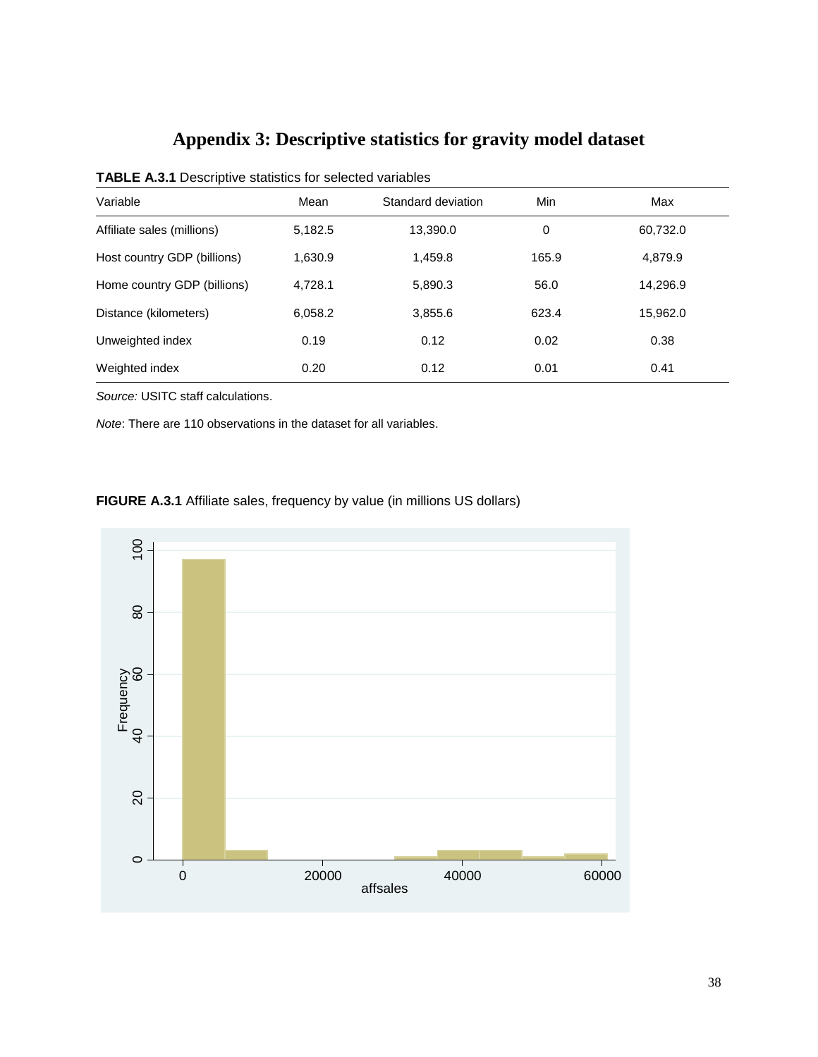# Appendix 3: Descriptive statistics for gravity model dataset

**TABLE A.3.1** Descriptive statistics for selected variables

| Variable | Mean | Standard deviation | Min | Max |
|---|---|---|---|---|
| Affiliate sales (millions) | 5,182.5 | 13,390.0 | 0 | 60,732.0 |
| Host country GDP (billions) | 1,630.9 | 1,459.8 | 165.9 | 4,879.9 |
| Home country GDP (billions) | 4,728.1 | 5,890.3 | 56.0 | 14,296.9 |
| Distance (kilometers) | 6,058.2 | 3,855.6 | 623.4 | 15,962.0 |
| Unweighted index | 0.19 | 0.12 | 0.02 | 0.38 |
| Weighted index | 0.20 | 0.12 | 0.01 | 0.41 |

*Source:* USITC staff calculations.

*Note*: There are 110 observations in the dataset for all variables.

**FIGURE A.3.1** Affiliate sales, frequency by value (in millions US dollars)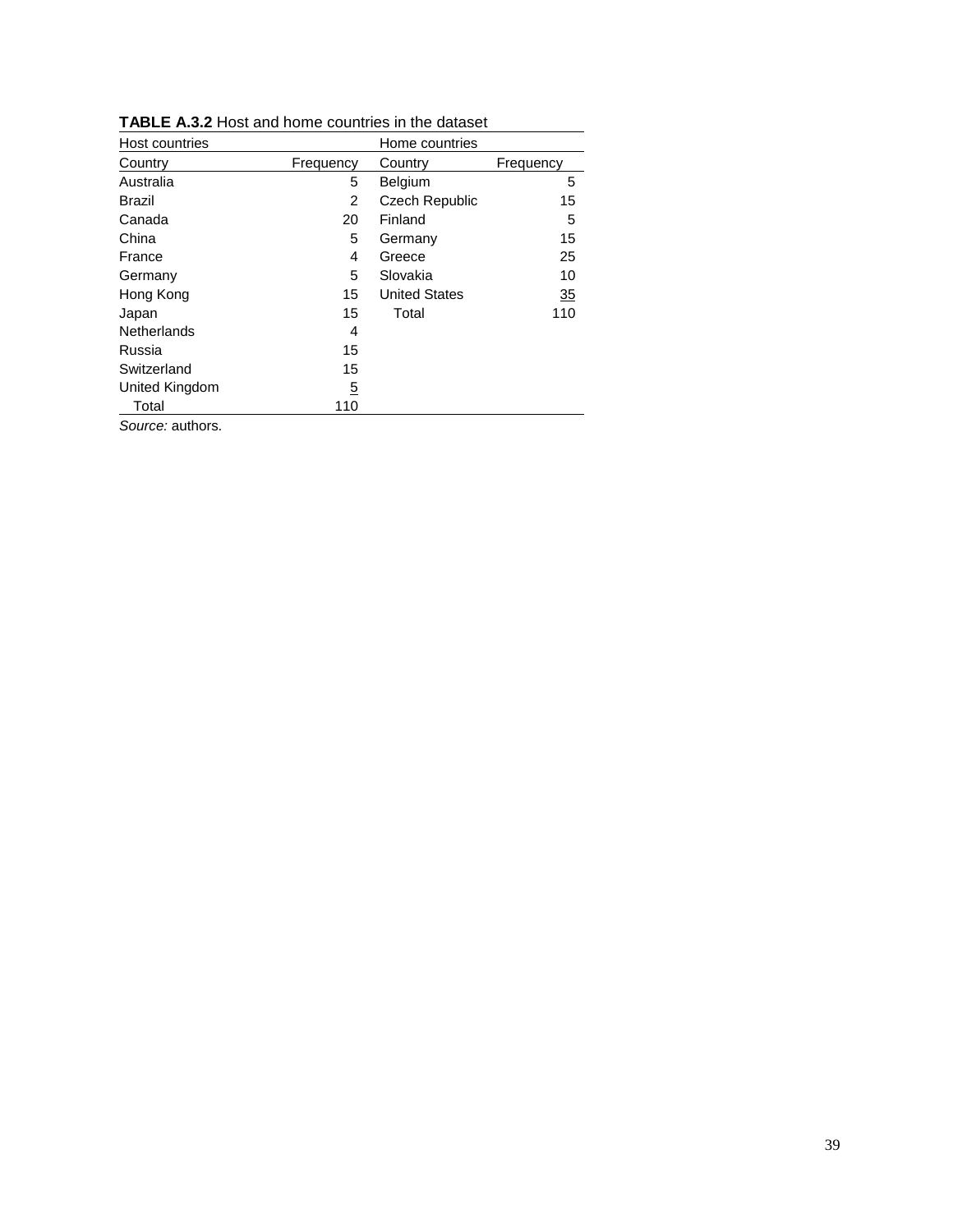**TABLE A.3.2** Host and home countries in the dataset

| Host countries | | Home countries | |
|---|---|---|---|
| Country | Frequency | Country | Frequency |
| Australia | 5 | Belgium | 5 |
| Brazil | 2 | Czech Republic | 15 |
| Canada | 20 | Finland | 5 |
| China | 5 | Germany | 15 |
| France | 4 | Greece | 25 |
| Germany | 5 | Slovakia | 10 |
| Hong Kong | 15 | United States | 35 |
| Japan | 15 | Total | 110 |
| Netherlands | 4 | | |
| Russia | 15 | | |
| Switzerland | 15 | | |
| United Kingdom | 5 | | |
| Total | 110 | | |

*Source:* authors.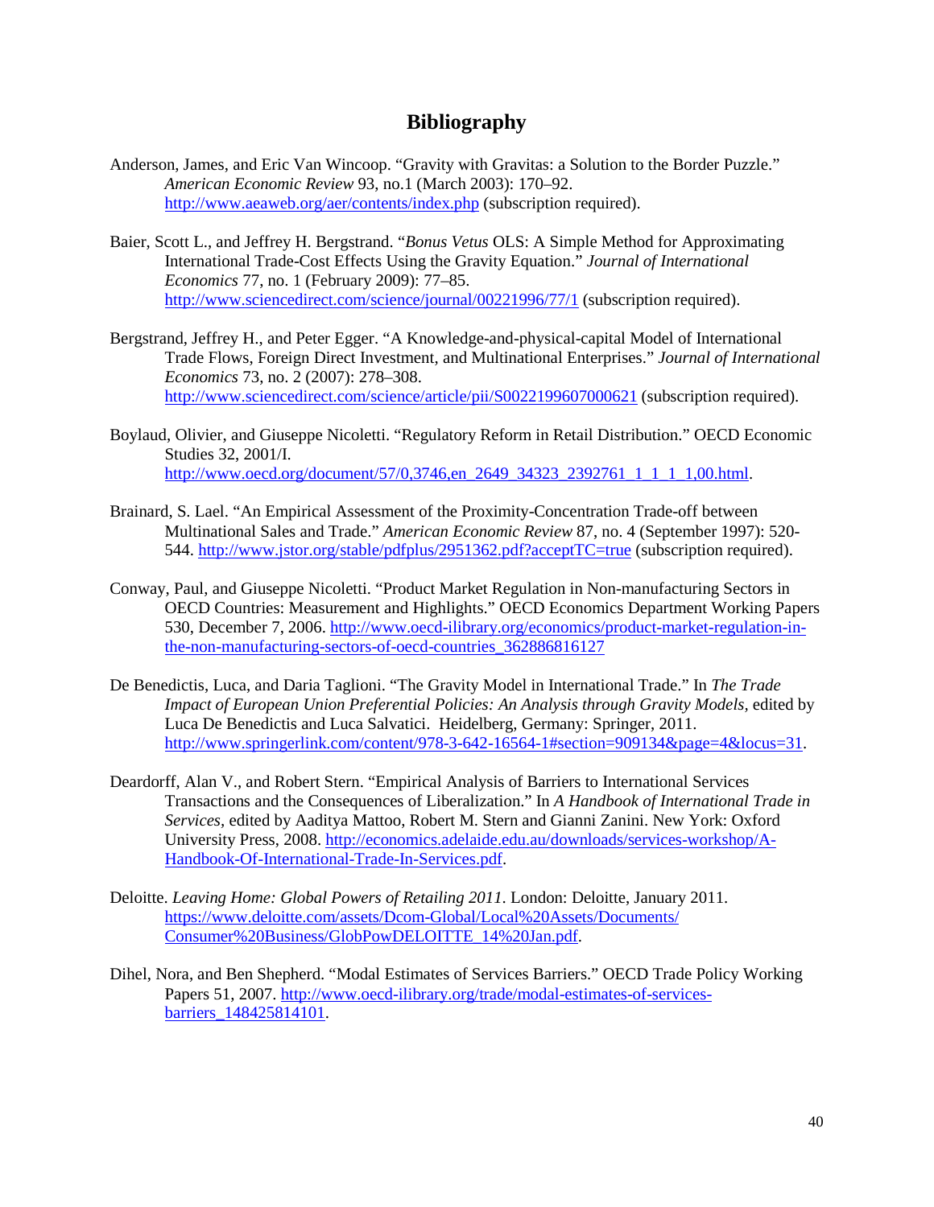## Bibliography

Anderson, James, and Eric Van Wincoop. "Gravity with Gravitas: a Solution to the Border Puzzle." *American Economic Review* 93, no.1 (March 2003): 170–92. http://www.aeaweb.org/aer/contents/index.php (subscription required).

Baier, Scott L., and Jeffrey H. Bergstrand. "*Bonus Vetus* OLS: A Simple Method for Approximating International Trade-Cost Effects Using the Gravity Equation." *Journal of International Economics* 77, no. 1 (February 2009): 77–85. http://www.sciencedirect.com/science/journal/00221996/77/1 (subscription required).

Bergstrand, Jeffrey H., and Peter Egger. "A Knowledge-and-physical-capital Model of International Trade Flows, Foreign Direct Investment, and Multinational Enterprises." *Journal of International Economics* 73, no. 2 (2007): 278–308. http://www.sciencedirect.com/science/article/pii/S0022199607000621 (subscription required).

Boylaud, Olivier, and Giuseppe Nicoletti. "Regulatory Reform in Retail Distribution." OECD Economic Studies 32, 2001/I. http://www.oecd.org/document/57/0,3746,en_2649_34323_2392761_1_1_1_1,00.html.

Brainard, S. Lael. "An Empirical Assessment of the Proximity-Concentration Trade-off between Multinational Sales and Trade." *American Economic Review* 87, no. 4 (September 1997): 520-544. http://www.jstor.org/stable/pdfplus/2951362.pdf?acceptTC=true (subscription required).

Conway, Paul, and Giuseppe Nicoletti. "Product Market Regulation in Non-manufacturing Sectors in OECD Countries: Measurement and Highlights." OECD Economics Department Working Papers 530, December 7, 2006. http://www.oecd-ilibrary.org/economics/product-market-regulation-in-the-non-manufacturing-sectors-of-oecd-countries_362886816127

De Benedictis, Luca, and Daria Taglioni. "The Gravity Model in International Trade." In *The Trade Impact of European Union Preferential Policies: An Analysis through Gravity Models,* edited by Luca De Benedictis and Luca Salvatici. Heidelberg, Germany: Springer, 2011. http://www.springerlink.com/content/978-3-642-16564-1#section=909134&page=4&locus=31.

Deardorff, Alan V., and Robert Stern. "Empirical Analysis of Barriers to International Services Transactions and the Consequences of Liberalization." In *A Handbook of International Trade in Services,* edited by Aaditya Mattoo, Robert M. Stern and Gianni Zanini. New York: Oxford University Press, 2008. http://economics.adelaide.edu.au/downloads/services-workshop/A-Handbook-Of-International-Trade-In-Services.pdf.

Deloitte. *Leaving Home: Global Powers of Retailing 2011*. London: Deloitte, January 2011. https://www.deloitte.com/assets/Dcom-Global/Local%20Assets/Documents/Consumer%20Business/GlobPowDELOITTE_14%20Jan.pdf.

Dihel, Nora, and Ben Shepherd. "Modal Estimates of Services Barriers." OECD Trade Policy Working Papers 51, 2007. http://www.oecd-ilibrary.org/trade/modal-estimates-of-services-barriers_148425814101.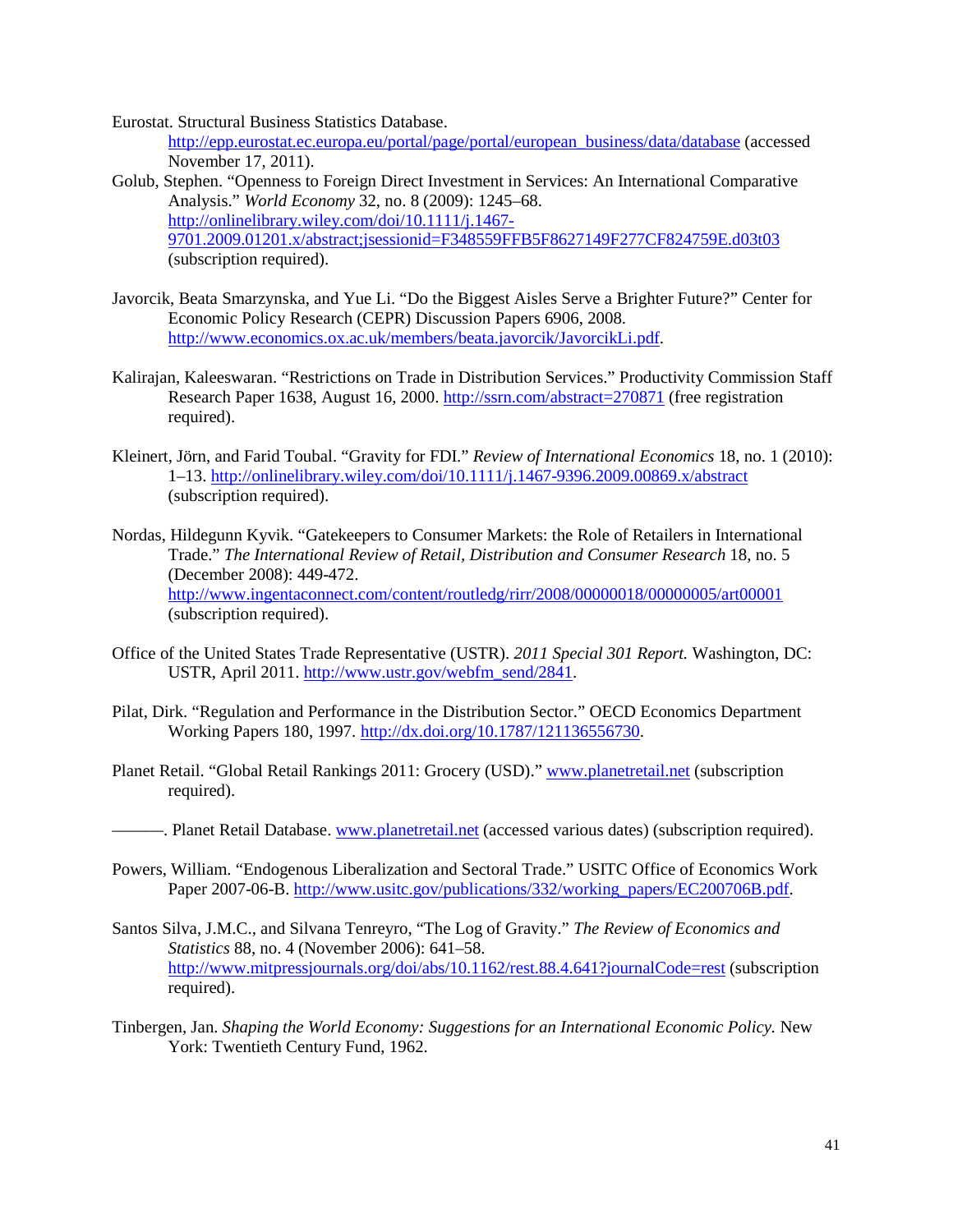Eurostat. Structural Business Statistics Database. http://epp.eurostat.ec.europa.eu/portal/page/portal/european_business/data/database (accessed November 17, 2011).

Golub, Stephen. "Openness to Foreign Direct Investment in Services: An International Comparative Analysis." *World Economy* 32, no. 8 (2009): 1245–68. http://onlinelibrary.wiley.com/doi/10.1111/j.1467-9701.2009.01201.x/abstract;jsessionid=F348559FFB5F8627149F277CF824759E.d03t03 (subscription required).

Javorcik, Beata Smarzynska, and Yue Li. "Do the Biggest Aisles Serve a Brighter Future?" Center for Economic Policy Research (CEPR) Discussion Papers 6906, 2008. http://www.economics.ox.ac.uk/members/beata.javorcik/JavorcikLi.pdf.

Kalirajan, Kaleeswaran. "Restrictions on Trade in Distribution Services." Productivity Commission Staff Research Paper 1638, August 16, 2000. http://ssrn.com/abstract=270871 (free registration required).

Kleinert, Jörn, and Farid Toubal. "Gravity for FDI." *Review of International Economics* 18, no. 1 (2010): 1–13. http://onlinelibrary.wiley.com/doi/10.1111/j.1467-9396.2009.00869.x/abstract (subscription required).

Nordas, Hildegunn Kyvik. "Gatekeepers to Consumer Markets: the Role of Retailers in International Trade." *The International Review of Retail, Distribution and Consumer Research* 18, no. 5 (December 2008): 449-472. http://www.ingentaconnect.com/content/routledg/rirr/2008/00000018/00000005/art00001 (subscription required).

Office of the United States Trade Representative (USTR). *2011 Special 301 Report.* Washington, DC: USTR, April 2011. http://www.ustr.gov/webfm_send/2841.

Pilat, Dirk. "Regulation and Performance in the Distribution Sector." OECD Economics Department Working Papers 180, 1997. http://dx.doi.org/10.1787/121136556730.

Planet Retail. "Global Retail Rankings 2011: Grocery (USD)." www.planetretail.net (subscription required).

———. Planet Retail Database. www.planetretail.net (accessed various dates) (subscription required).

Powers, William. "Endogenous Liberalization and Sectoral Trade." USITC Office of Economics Work Paper 2007-06-B. http://www.usitc.gov/publications/332/working_papers/EC200706B.pdf.

Santos Silva, J.M.C., and Silvana Tenreyro, "The Log of Gravity." *The Review of Economics and Statistics* 88, no. 4 (November 2006): 641–58. http://www.mitpressjournals.org/doi/abs/10.1162/rest.88.4.641?journalCode=rest (subscription required).

Tinbergen, Jan. *Shaping the World Economy: Suggestions for an International Economic Policy.* New York: Twentieth Century Fund, 1962.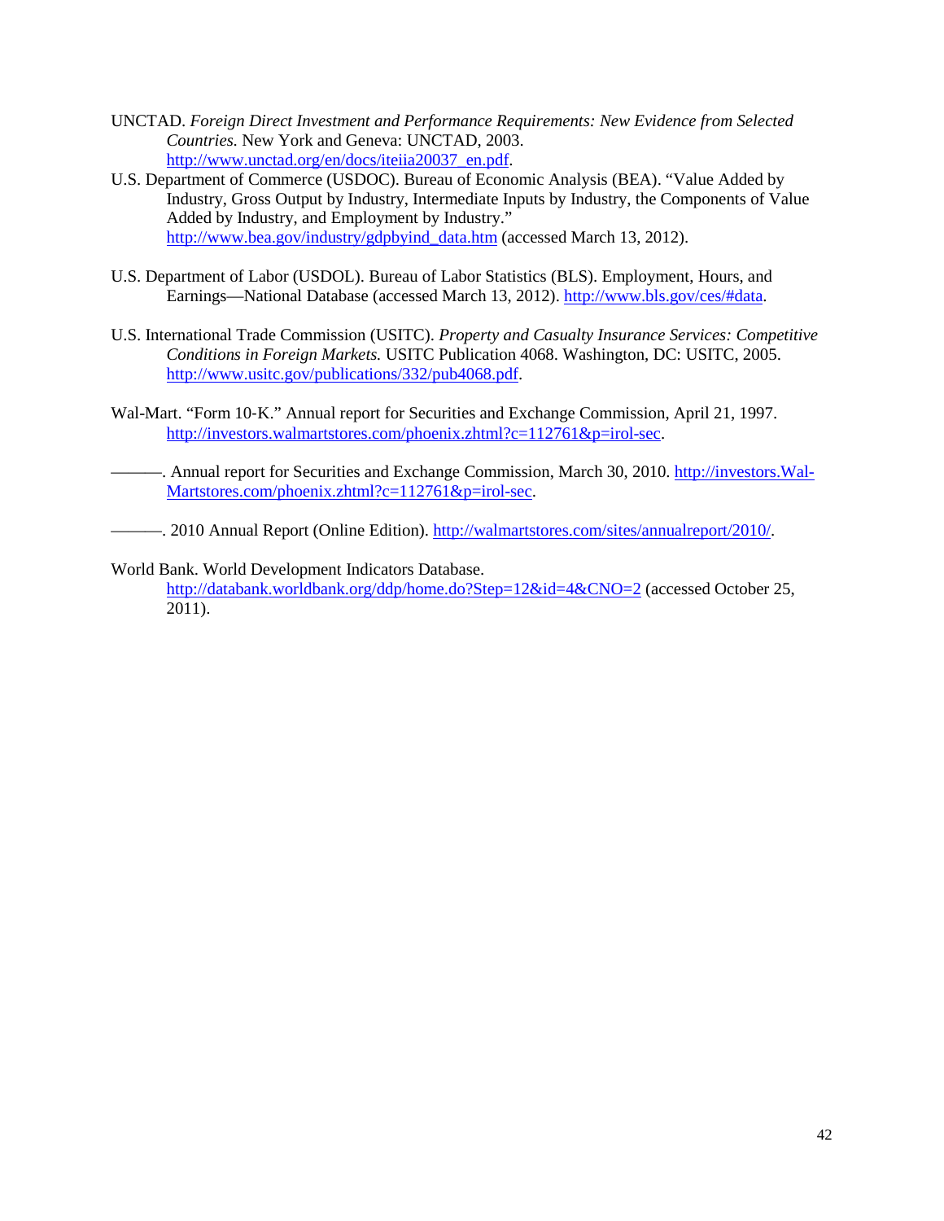UNCTAD. *Foreign Direct Investment and Performance Requirements: New Evidence from Selected Countries.* New York and Geneva: UNCTAD, 2003. http://www.unctad.org/en/docs/iteiia20037_en.pdf.

U.S. Department of Commerce (USDOC). Bureau of Economic Analysis (BEA). "Value Added by Industry, Gross Output by Industry, Intermediate Inputs by Industry, the Components of Value Added by Industry, and Employment by Industry." http://www.bea.gov/industry/gdpbyind_data.htm (accessed March 13, 2012).

U.S. Department of Labor (USDOL). Bureau of Labor Statistics (BLS). Employment, Hours, and Earnings—National Database (accessed March 13, 2012). http://www.bls.gov/ces/#data.

U.S. International Trade Commission (USITC). *Property and Casualty Insurance Services: Competitive Conditions in Foreign Markets.* USITC Publication 4068. Washington, DC: USITC, 2005. http://www.usitc.gov/publications/332/pub4068.pdf.

Wal-Mart. "Form 10-K." Annual report for Securities and Exchange Commission, April 21, 1997. http://investors.walmartstores.com/phoenix.zhtml?c=112761&p=irol-sec.

———. Annual report for Securities and Exchange Commission, March 30, 2010. http://investors.Wal-Martstores.com/phoenix.zhtml?c=112761&p=irol-sec.

———. 2010 Annual Report (Online Edition). http://walmartstores.com/sites/annualreport/2010/.

World Bank. World Development Indicators Database. http://databank.worldbank.org/ddp/home.do?Step=12&id=4&CNO=2 (accessed October 25, 2011).